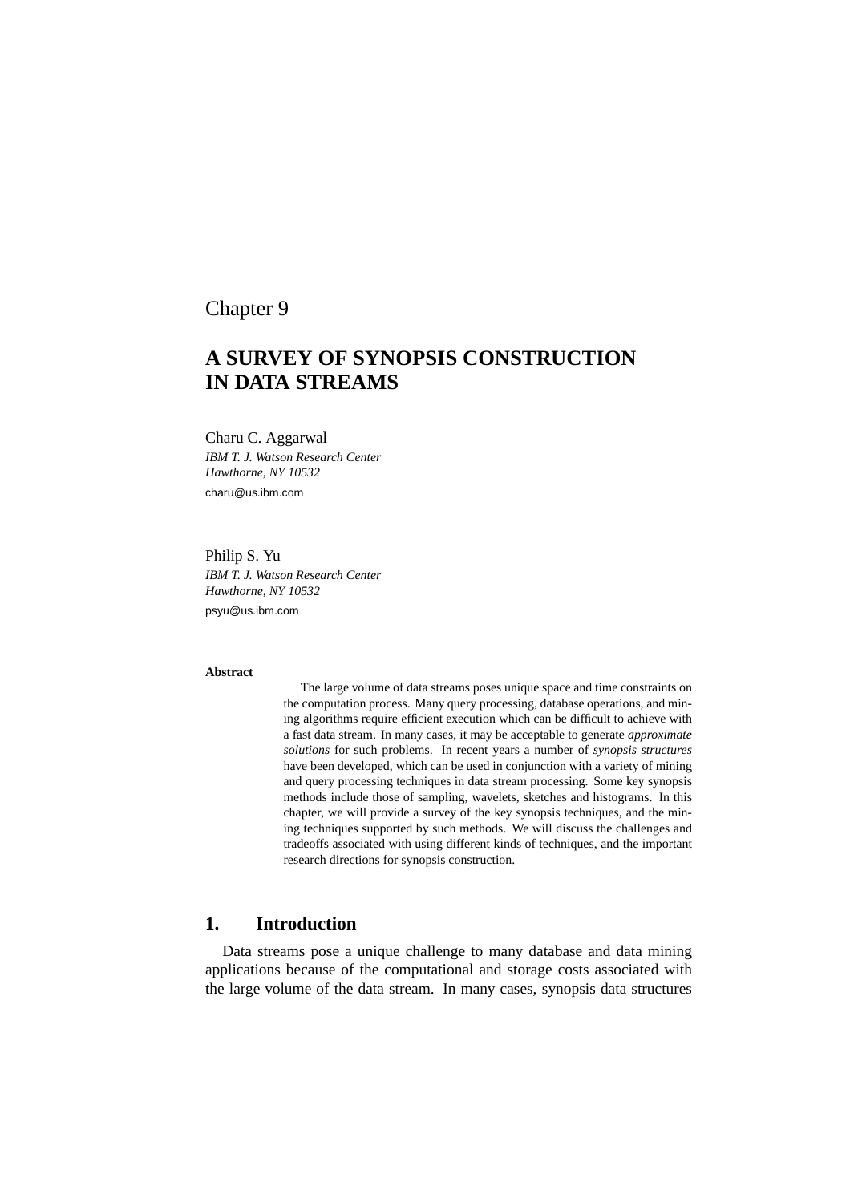Chapter 9

# A SURVEY OF SYNOPSIS CONSTRUCTION IN DATA STREAMS

Charu C. Aggarwal
*IBM T. J. Watson Research Center*
*Hawthorne, NY 10532*
charu@us.ibm.com

Philip S. Yu
*IBM T. J. Watson Research Center*
*Hawthorne, NY 10532*
psyu@us.ibm.com

**Abstract**

The large volume of data streams poses unique space and time constraints on the computation process. Many query processing, database operations, and mining algorithms require efficient execution which can be difficult to achieve with a fast data stream. In many cases, it may be acceptable to generate *approximate solutions* for such problems. In recent years a number of *synopsis structures* have been developed, which can be used in conjunction with a variety of mining and query processing techniques in data stream processing. Some key synopsis methods include those of sampling, wavelets, sketches and histograms. In this chapter, we will provide a survey of the key synopsis techniques, and the mining techniques supported by such methods. We will discuss the challenges and tradeoffs associated with using different kinds of techniques, and the important research directions for synopsis construction.

## 1. Introduction

Data streams pose a unique challenge to many database and data mining applications because of the computational and storage costs associated with the large volume of the data stream. In many cases, synopsis data structures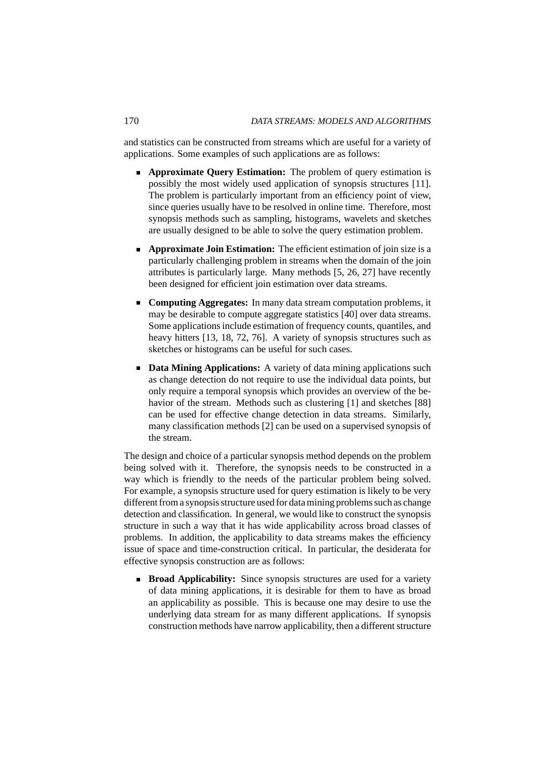and statistics can be constructed from streams which are useful for a variety of applications. Some examples of such applications are as follows:

- **Approximate Query Estimation:** The problem of query estimation is possibly the most widely used application of synopsis structures [11]. The problem is particularly important from an efficiency point of view, since queries usually have to be resolved in online time. Therefore, most synopsis methods such as sampling, histograms, wavelets and sketches are usually designed to be able to solve the query estimation problem.

- **Approximate Join Estimation:** The efficient estimation of join size is a particularly challenging problem in streams when the domain of the join attributes is particularly large. Many methods [5, 26, 27] have recently been designed for efficient join estimation over data streams.

- **Computing Aggregates:** In many data stream computation problems, it may be desirable to compute aggregate statistics [40] over data streams. Some applications include estimation of frequency counts, quantiles, and heavy hitters [13, 18, 72, 76]. A variety of synopsis structures such as sketches or histograms can be useful for such cases.

- **Data Mining Applications:** A variety of data mining applications such as change detection do not require to use the individual data points, but only require a temporal synopsis which provides an overview of the behavior of the stream. Methods such as clustering [1] and sketches [88] can be used for effective change detection in data streams. Similarly, many classification methods [2] can be used on a supervised synopsis of the stream.

The design and choice of a particular synopsis method depends on the problem being solved with it. Therefore, the synopsis needs to be constructed in a way which is friendly to the needs of the particular problem being solved. For example, a synopsis structure used for query estimation is likely to be very different from a synopsis structure used for data mining problems such as change detection and classification. In general, we would like to construct the synopsis structure in such a way that it has wide applicability across broad classes of problems. In addition, the applicability to data streams makes the efficiency issue of space and time-construction critical. In particular, the desiderata for effective synopsis construction are as follows:

- **Broad Applicability:** Since synopsis structures are used for a variety of data mining applications, it is desirable for them to have as broad an applicability as possible. This is because one may desire to use the underlying data stream for as many different applications. If synopsis construction methods have narrow applicability, then a different structure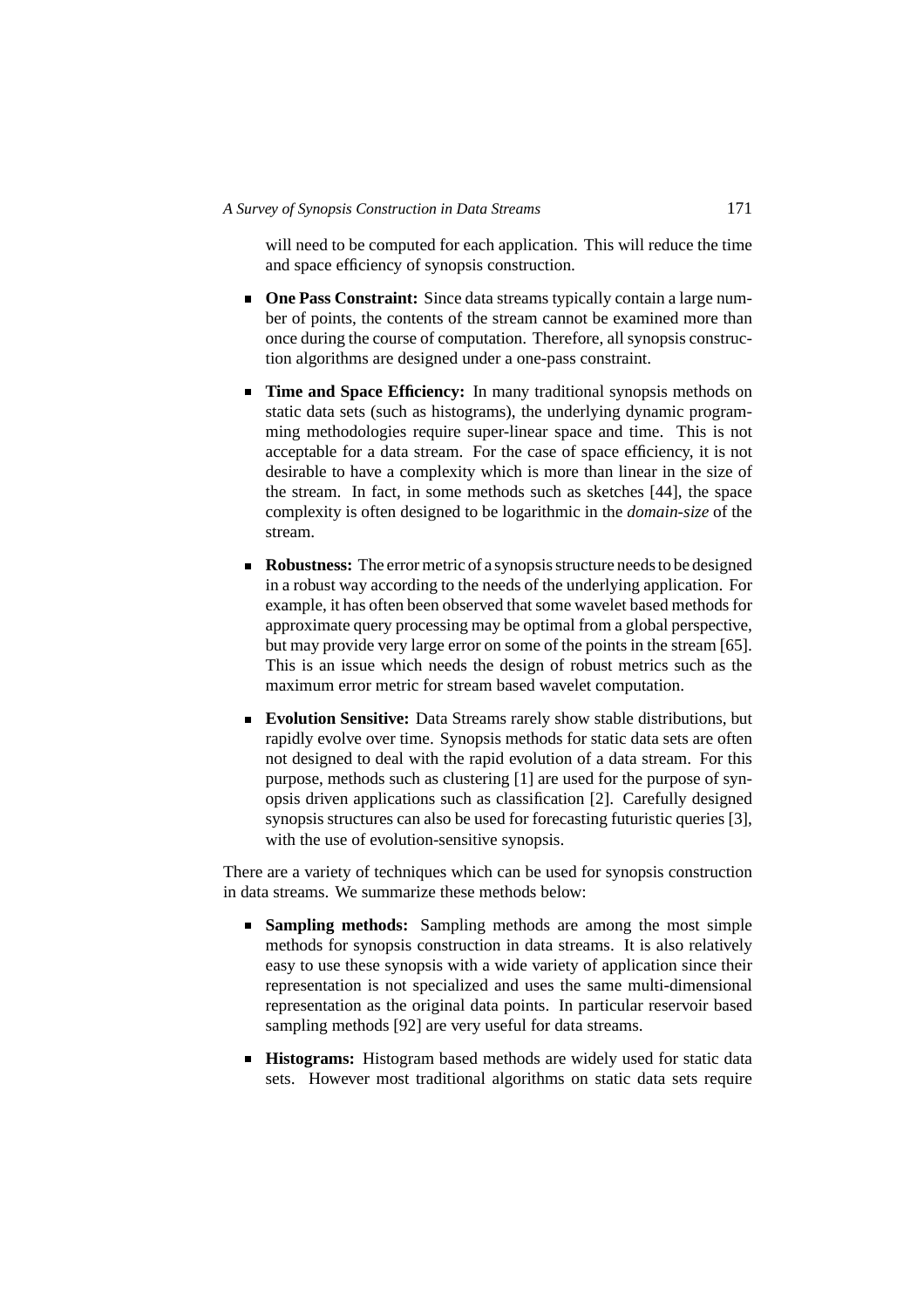will need to be computed for each application. This will reduce the time and space efficiency of synopsis construction.

- **One Pass Constraint:** Since data streams typically contain a large number of points, the contents of the stream cannot be examined more than once during the course of computation. Therefore, all synopsis construction algorithms are designed under a one-pass constraint.

- **Time and Space Efficiency:** In many traditional synopsis methods on static data sets (such as histograms), the underlying dynamic programming methodologies require super-linear space and time. This is not acceptable for a data stream. For the case of space efficiency, it is not desirable to have a complexity which is more than linear in the size of the stream. In fact, in some methods such as sketches [44], the space complexity is often designed to be logarithmic in the *domain-size* of the stream.

- **Robustness:** The error metric of a synopsis structure needs to be designed in a robust way according to the needs of the underlying application. For example, it has often been observed that some wavelet based methods for approximate query processing may be optimal from a global perspective, but may provide very large error on some of the points in the stream [65]. This is an issue which needs the design of robust metrics such as the maximum error metric for stream based wavelet computation.

- **Evolution Sensitive:** Data Streams rarely show stable distributions, but rapidly evolve over time. Synopsis methods for static data sets are often not designed to deal with the rapid evolution of a data stream. For this purpose, methods such as clustering [1] are used for the purpose of synopsis driven applications such as classification [2]. Carefully designed synopsis structures can also be used for forecasting futuristic queries [3], with the use of evolution-sensitive synopsis.

There are a variety of techniques which can be used for synopsis construction in data streams. We summarize these methods below:

- **Sampling methods:** Sampling methods are among the most simple methods for synopsis construction in data streams. It is also relatively easy to use these synopsis with a wide variety of application since their representation is not specialized and uses the same multi-dimensional representation as the original data points. In particular reservoir based sampling methods [92] are very useful for data streams.

- **Histograms:** Histogram based methods are widely used for static data sets. However most traditional algorithms on static data sets require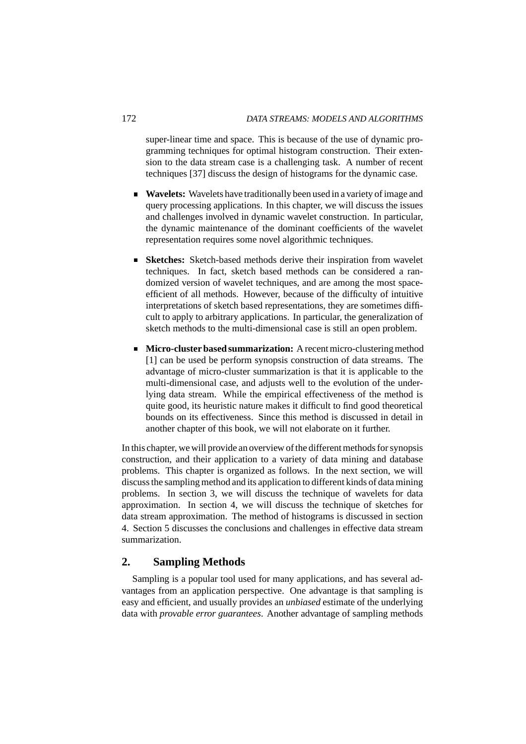super-linear time and space. This is because of the use of dynamic programming techniques for optimal histogram construction. Their extension to the data stream case is a challenging task. A number of recent techniques [37] discuss the design of histograms for the dynamic case.

- **Wavelets:** Wavelets have traditionally been used in a variety of image and query processing applications. In this chapter, we will discuss the issues and challenges involved in dynamic wavelet construction. In particular, the dynamic maintenance of the dominant coefficients of the wavelet representation requires some novel algorithmic techniques.

- **Sketches:** Sketch-based methods derive their inspiration from wavelet techniques. In fact, sketch based methods can be considered a randomized version of wavelet techniques, and are among the most space-efficient of all methods. However, because of the difficulty of intuitive interpretations of sketch based representations, they are sometimes difficult to apply to arbitrary applications. In particular, the generalization of sketch methods to the multi-dimensional case is still an open problem.

- **Micro-cluster based summarization:** A recent micro-clustering method [1] can be used be perform synopsis construction of data streams. The advantage of micro-cluster summarization is that it is applicable to the multi-dimensional case, and adjusts well to the evolution of the underlying data stream. While the empirical effectiveness of the method is quite good, its heuristic nature makes it difficult to find good theoretical bounds on its effectiveness. Since this method is discussed in detail in another chapter of this book, we will not elaborate on it further.

In this chapter, we will provide an overview of the different methods for synopsis construction, and their application to a variety of data mining and database problems. This chapter is organized as follows. In the next section, we will discuss the sampling method and its application to different kinds of data mining problems. In section 3, we will discuss the technique of wavelets for data approximation. In section 4, we will discuss the technique of sketches for data stream approximation. The method of histograms is discussed in section 4. Section 5 discusses the conclusions and challenges in effective data stream summarization.

## 2. Sampling Methods

Sampling is a popular tool used for many applications, and has several advantages from an application perspective. One advantage is that sampling is easy and efficient, and usually provides an *unbiased* estimate of the underlying data with *provable error guarantees*. Another advantage of sampling methods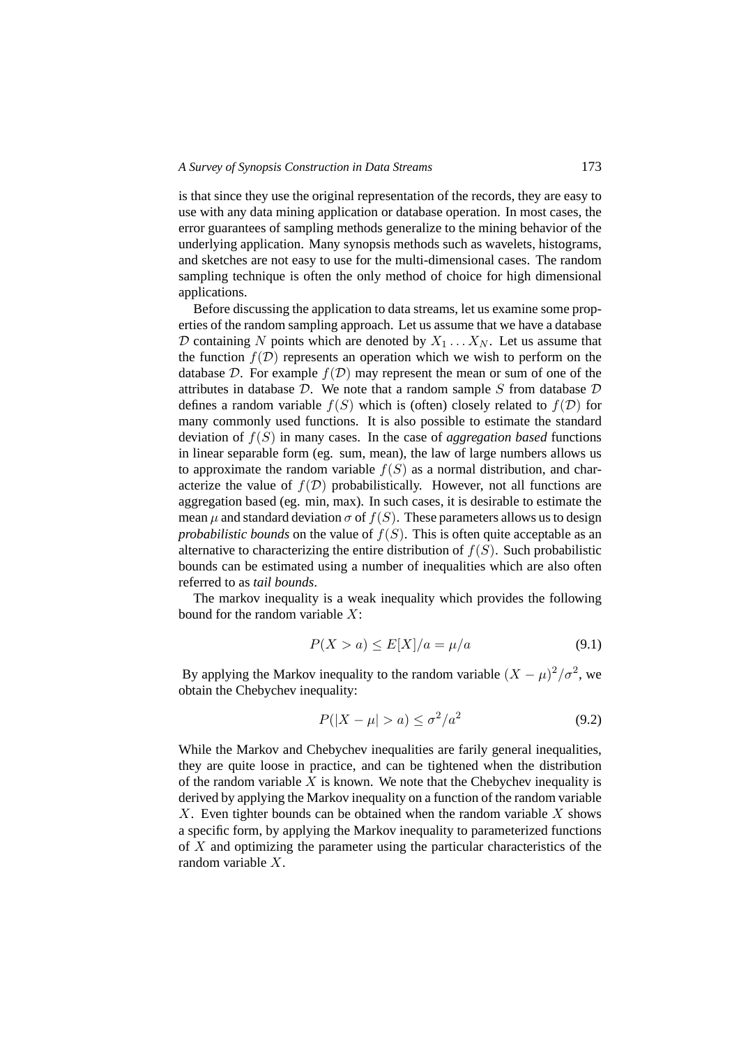is that since they use the original representation of the records, they are easy to use with any data mining application or database operation. In most cases, the error guarantees of sampling methods generalize to the mining behavior of the underlying application. Many synopsis methods such as wavelets, histograms, and sketches are not easy to use for the multi-dimensional cases. The random sampling technique is often the only method of choice for high dimensional applications.

Before discussing the application to data streams, let us examine some properties of the random sampling approach. Let us assume that we have a database $\mathcal{D}$ containing $N$ points which are denoted by $X_1 \ldots X_N$. Let us assume that the function $f(\mathcal{D})$ represents an operation which we wish to perform on the database $\mathcal{D}$. For example $f(\mathcal{D})$ may represent the mean or sum of one of the attributes in database $\mathcal{D}$. We note that a random sample $S$ from database $\mathcal{D}$ defines a random variable $f(S)$ which is (often) closely related to $f(\mathcal{D})$ for many commonly used functions. It is also possible to estimate the standard deviation of $f(S)$ in many cases. In the case of *aggregation based* functions in linear separable form (eg. sum, mean), the law of large numbers allows us to approximate the random variable $f(S)$ as a normal distribution, and characterize the value of $f(\mathcal{D})$ probabilistically. However, not all functions are aggregation based (eg. min, max). In such cases, it is desirable to estimate the mean $\mu$ and standard deviation $\sigma$ of $f(S)$. These parameters allows us to design *probabilistic bounds* on the value of $f(S)$. This is often quite acceptable as an alternative to characterizing the entire distribution of $f(S)$. Such probabilistic bounds can be estimated using a number of inequalities which are also often referred to as *tail bounds*.

The markov inequality is a weak inequality which provides the following bound for the random variable $X$:

$$P(X > a) \leq E[X]/a = \mu/a \tag{9.1}$$

By applying the Markov inequality to the random variable $(X - \mu)^2/\sigma^2$, we obtain the Chebychev inequality:

$$P(|X - \mu| > a) \leq \sigma^2/a^2 \tag{9.2}$$

While the Markov and Chebychev inequalities are farily general inequalities, they are quite loose in practice, and can be tightened when the distribution of the random variable $X$ is known. We note that the Chebychev inequality is derived by applying the Markov inequality on a function of the random variable $X$. Even tighter bounds can be obtained when the random variable $X$ shows a specific form, by applying the Markov inequality to parameterized functions of $X$ and optimizing the parameter using the particular characteristics of the random variable $X$.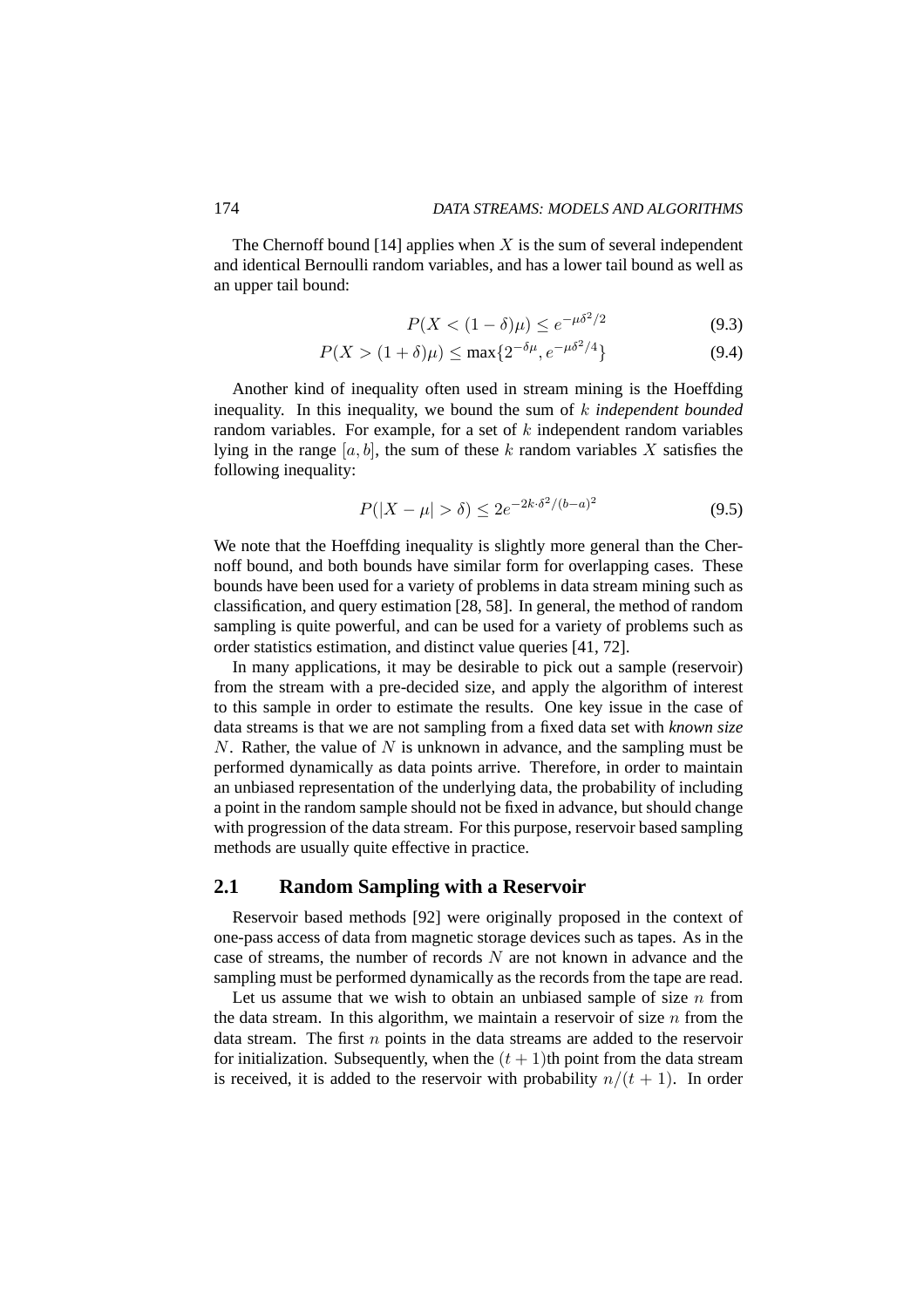The Chernoff bound [14] applies when $X$ is the sum of several independent and identical Bernoulli random variables, and has a lower tail bound as well as an upper tail bound:

$$P(X < (1 - \delta)\mu) \leq e^{-\mu\delta^2/2} \tag{9.3}$$

$$P(X > (1 + \delta)\mu) \leq \max\{2^{-\delta\mu}, e^{-\mu\delta^2/4}\} \tag{9.4}$$

Another kind of inequality often used in stream mining is the Hoeffding inequality. In this inequality, we bound the sum of $k$ *independent bounded* random variables. For example, for a set of $k$ independent random variables lying in the range $[a, b]$, the sum of these $k$ random variables $X$ satisfies the following inequality:

$$P(|X - \mu| > \delta) \leq 2e^{-2k\cdot\delta^2/(b-a)^2} \tag{9.5}$$

We note that the Hoeffding inequality is slightly more general than the Chernoff bound, and both bounds have similar form for overlapping cases. These bounds have been used for a variety of problems in data stream mining such as classification, and query estimation [28, 58]. In general, the method of random sampling is quite powerful, and can be used for a variety of problems such as order statistics estimation, and distinct value queries [41, 72].

In many applications, it may be desirable to pick out a sample (reservoir) from the stream with a pre-decided size, and apply the algorithm of interest to this sample in order to estimate the results. One key issue in the case of data streams is that we are not sampling from a fixed data set with *known size* $N$. Rather, the value of $N$ is unknown in advance, and the sampling must be performed dynamically as data points arrive. Therefore, in order to maintain an unbiased representation of the underlying data, the probability of including a point in the random sample should not be fixed in advance, but should change with progression of the data stream. For this purpose, reservoir based sampling methods are usually quite effective in practice.

## 2.1 Random Sampling with a Reservoir

Reservoir based methods [92] were originally proposed in the context of one-pass access of data from magnetic storage devices such as tapes. As in the case of streams, the number of records $N$ are not known in advance and the sampling must be performed dynamically as the records from the tape are read.

Let us assume that we wish to obtain an unbiased sample of size $n$ from the data stream. In this algorithm, we maintain a reservoir of size $n$ from the data stream. The first $n$ points in the data streams are added to the reservoir for initialization. Subsequently, when the $(t + 1)$th point from the data stream is received, it is added to the reservoir with probability $n/(t + 1)$. In order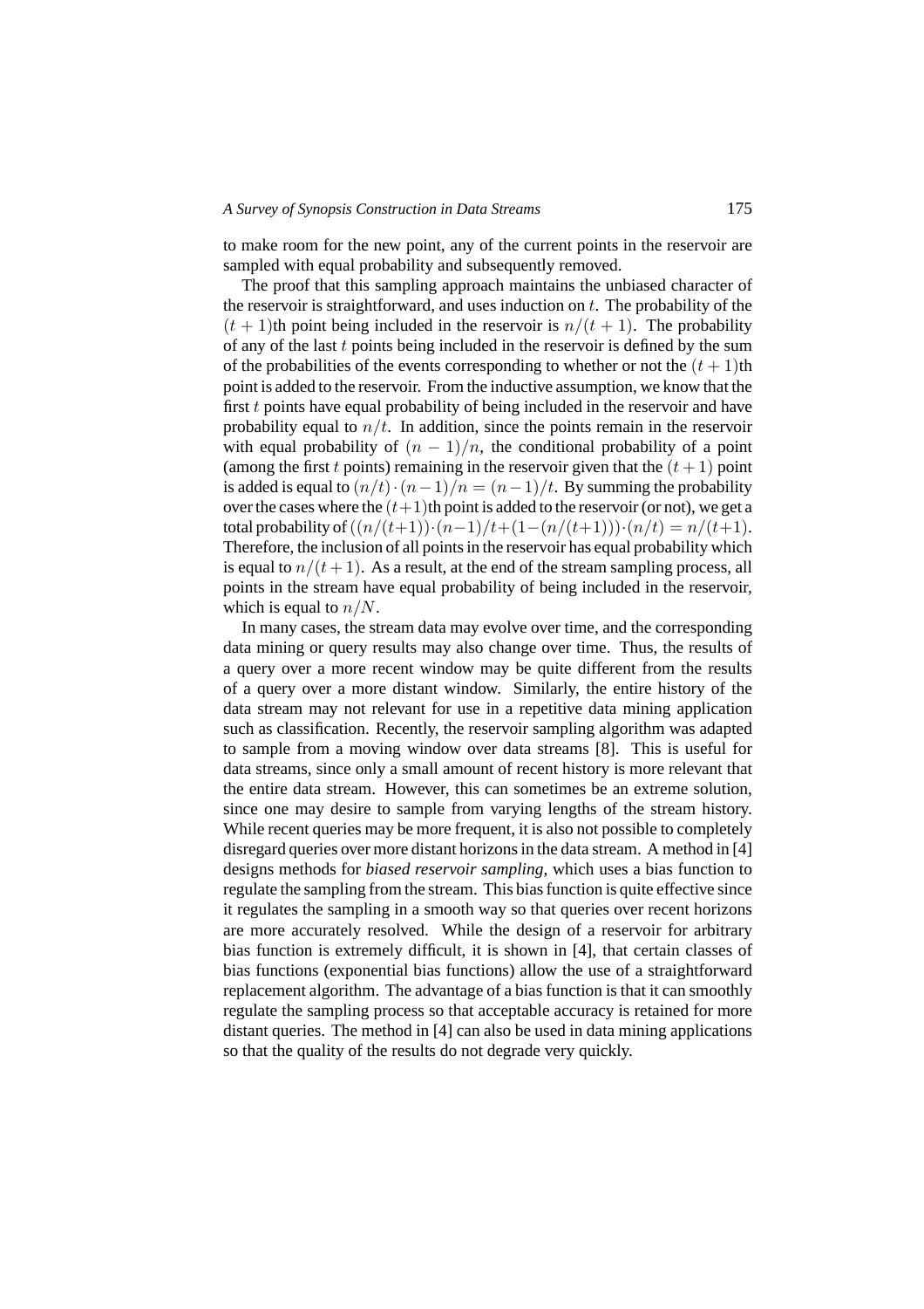to make room for the new point, any of the current points in the reservoir are sampled with equal probability and subsequently removed.

The proof that this sampling approach maintains the unbiased character of the reservoir is straightforward, and uses induction on $t$. The probability of the $(t+1)$th point being included in the reservoir is $n/(t+1)$. The probability of any of the last $t$ points being included in the reservoir is defined by the sum of the probabilities of the events corresponding to whether or not the $(t+1)$th point is added to the reservoir. From the inductive assumption, we know that the first $t$ points have equal probability of being included in the reservoir and have probability equal to $n/t$. In addition, since the points remain in the reservoir with equal probability of $(n-1)/n$, the conditional probability of a point (among the first $t$ points) remaining in the reservoir given that the $(t+1)$ point is added is equal to $(n/t) \cdot (n-1)/n = (n-1)/t$. By summing the probability over the cases where the $(t+1)$th point is added to the reservoir (or not), we get a total probability of $((n/(t+1)) \cdot (n-1)/t + (1-(n/(t+1))) \cdot (n/t) = n/(t+1)$. Therefore, the inclusion of all points in the reservoir has equal probability which is equal to $n/(t+1)$. As a result, at the end of the stream sampling process, all points in the stream have equal probability of being included in the reservoir, which is equal to $n/N$.

In many cases, the stream data may evolve over time, and the corresponding data mining or query results may also change over time. Thus, the results of a query over a more recent window may be quite different from the results of a query over a more distant window. Similarly, the entire history of the data stream may not relevant for use in a repetitive data mining application such as classification. Recently, the reservoir sampling algorithm was adapted to sample from a moving window over data streams [8]. This is useful for data streams, since only a small amount of recent history is more relevant that the entire data stream. However, this can sometimes be an extreme solution, since one may desire to sample from varying lengths of the stream history. While recent queries may be more frequent, it is also not possible to completely disregard queries over more distant horizons in the data stream. A method in [4] designs methods for *biased reservoir sampling*, which uses a bias function to regulate the sampling from the stream. This bias function is quite effective since it regulates the sampling in a smooth way so that queries over recent horizons are more accurately resolved. While the design of a reservoir for arbitrary bias function is extremely difficult, it is shown in [4], that certain classes of bias functions (exponential bias functions) allow the use of a straightforward replacement algorithm. The advantage of a bias function is that it can smoothly regulate the sampling process so that acceptable accuracy is retained for more distant queries. The method in [4] can also be used in data mining applications so that the quality of the results do not degrade very quickly.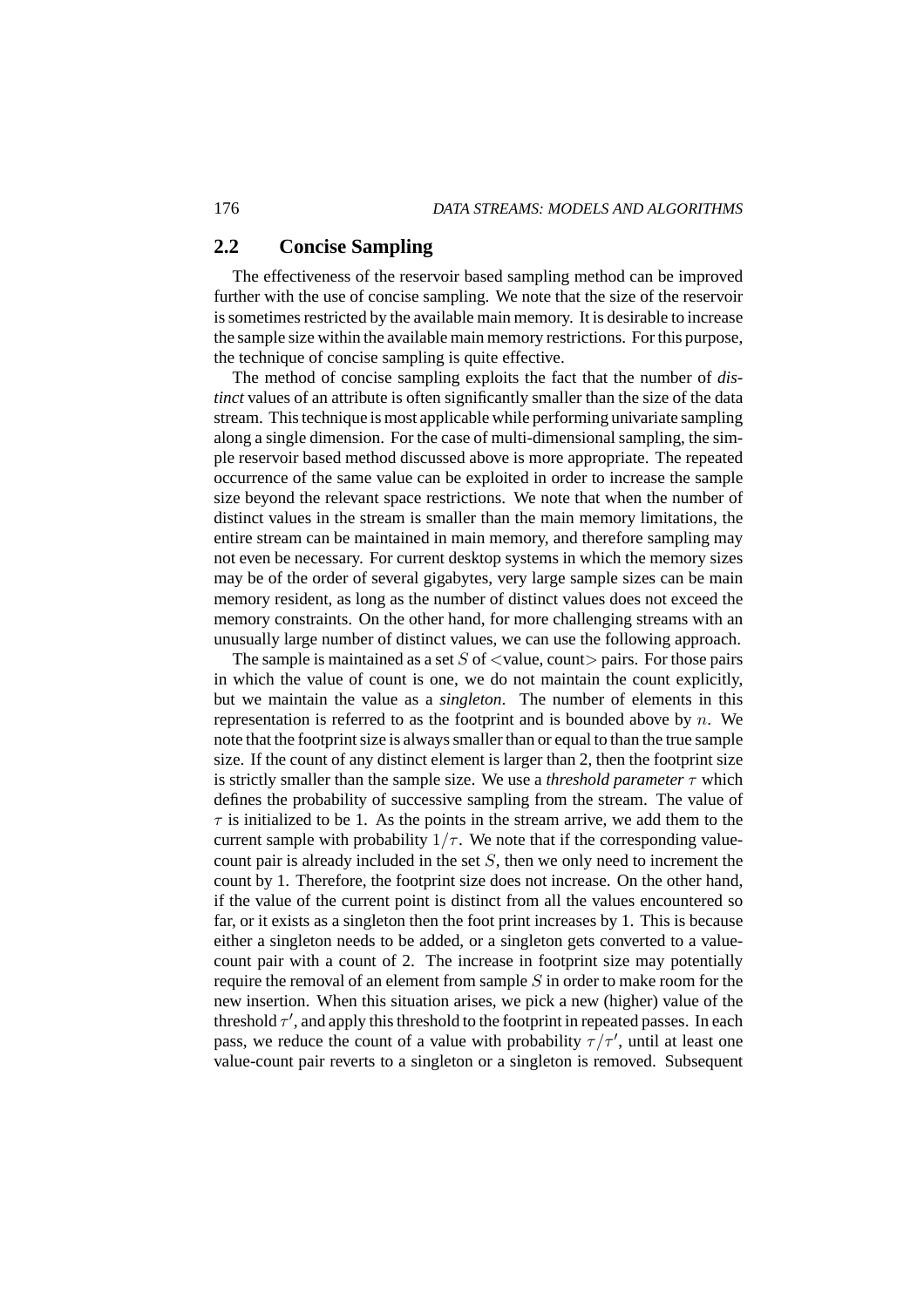## 2.2 Concise Sampling

The effectiveness of the reservoir based sampling method can be improved further with the use of concise sampling. We note that the size of the reservoir is sometimes restricted by the available main memory. It is desirable to increase the sample size within the available main memory restrictions. For this purpose, the technique of concise sampling is quite effective.

The method of concise sampling exploits the fact that the number of *distinct* values of an attribute is often significantly smaller than the size of the data stream. This technique is most applicable while performing univariate sampling along a single dimension. For the case of multi-dimensional sampling, the simple reservoir based method discussed above is more appropriate. The repeated occurrence of the same value can be exploited in order to increase the sample size beyond the relevant space restrictions. We note that when the number of distinct values in the stream is smaller than the main memory limitations, the entire stream can be maintained in main memory, and therefore sampling may not even be necessary. For current desktop systems in which the memory sizes may be of the order of several gigabytes, very large sample sizes can be main memory resident, as long as the number of distinct values does not exceed the memory constraints. On the other hand, for more challenging streams with an unusually large number of distinct values, we can use the following approach.

The sample is maintained as a set $S$ of <value, count> pairs. For those pairs in which the value of count is one, we do not maintain the count explicitly, but we maintain the value as a *singleton*. The number of elements in this representation is referred to as the footprint and is bounded above by $n$. We note that the footprint size is always smaller than or equal to than the true sample size. If the count of any distinct element is larger than 2, then the footprint size is strictly smaller than the sample size. We use a *threshold parameter* $\tau$ which defines the probability of successive sampling from the stream. The value of $\tau$ is initialized to be 1. As the points in the stream arrive, we add them to the current sample with probability $1/\tau$. We note that if the corresponding value-count pair is already included in the set $S$, then we only need to increment the count by 1. Therefore, the footprint size does not increase. On the other hand, if the value of the current point is distinct from all the values encountered so far, or it exists as a singleton then the foot print increases by 1. This is because either a singleton needs to be added, or a singleton gets converted to a value-count pair with a count of 2. The increase in footprint size may potentially require the removal of an element from sample $S$ in order to make room for the new insertion. When this situation arises, we pick a new (higher) value of the threshold $\tau'$, and apply this threshold to the footprint in repeated passes. In each pass, we reduce the count of a value with probability $\tau/\tau'$, until at least one value-count pair reverts to a singleton or a singleton is removed. Subsequent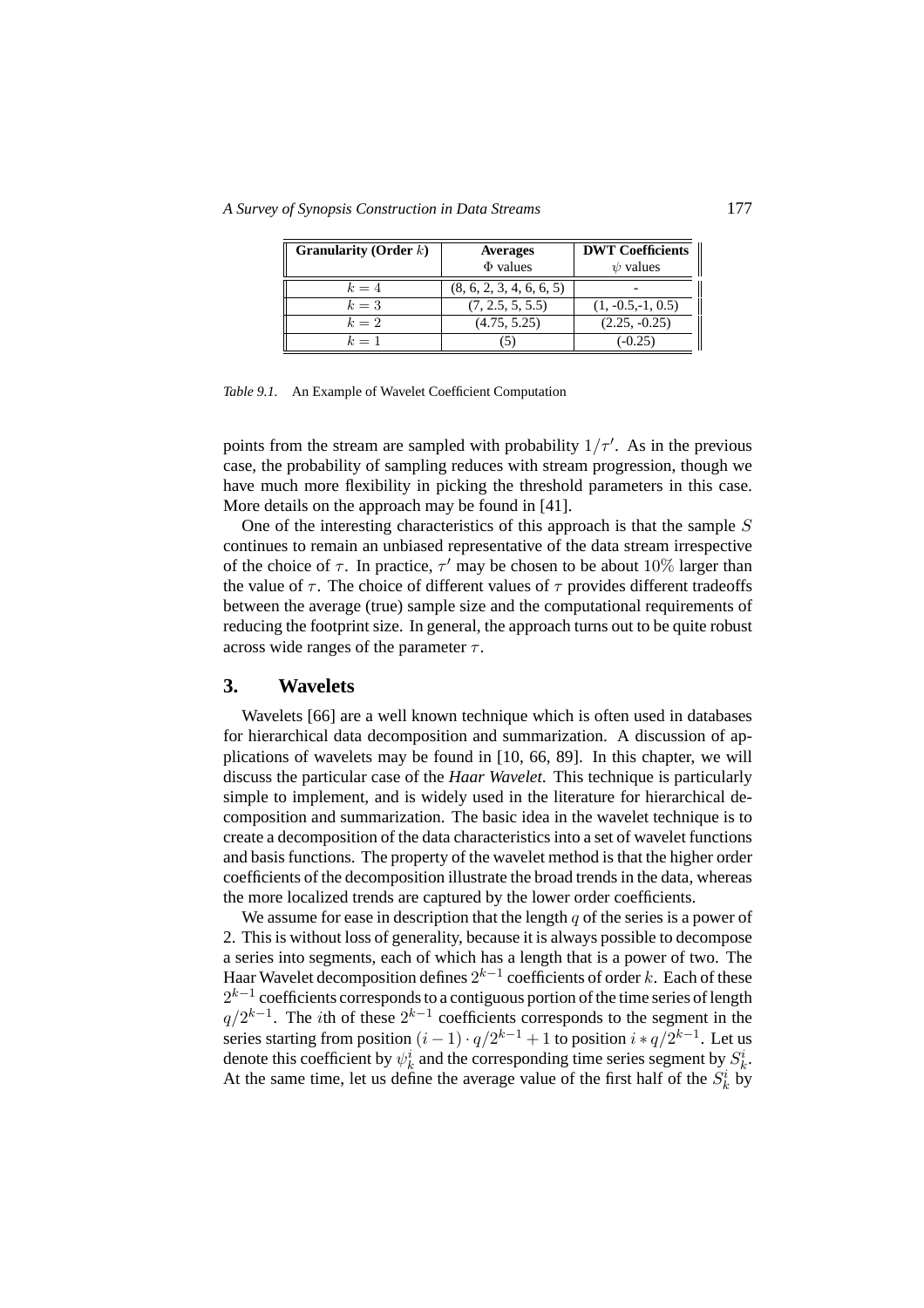| Granularity (Order $k$) | Averages $\Phi$ values | DWT Coefficients $\psi$ values |
|---|---|---|
| $k = 4$ | (8, 6, 2, 3, 4, 6, 6, 5) | - |
| $k = 3$ | (7, 2.5, 5, 5.5) | (1, -0.5,-1, 0.5) |
| $k = 2$ | (4.75, 5.25) | (2.25, -0.25) |
| $k = 1$ | (5) | (-0.25) |

*Table 9.1.* An Example of Wavelet Coefficient Computation

points from the stream are sampled with probability $1/\tau'$. As in the previous case, the probability of sampling reduces with stream progression, though we have much more flexibility in picking the threshold parameters in this case. More details on the approach may be found in [41].

One of the interesting characteristics of this approach is that the sample $S$ continues to remain an unbiased representative of the data stream irrespective of the choice of $\tau$. In practice, $\tau'$ may be chosen to be about $10\%$ larger than the value of $\tau$. The choice of different values of $\tau$ provides different tradeoffs between the average (true) sample size and the computational requirements of reducing the footprint size. In general, the approach turns out to be quite robust across wide ranges of the parameter $\tau$.

## 3. Wavelets

Wavelets [66] are a well known technique which is often used in databases for hierarchical data decomposition and summarization. A discussion of applications of wavelets may be found in [10, 66, 89]. In this chapter, we will discuss the particular case of the *Haar Wavelet*. This technique is particularly simple to implement, and is widely used in the literature for hierarchical decomposition and summarization. The basic idea in the wavelet technique is to create a decomposition of the data characteristics into a set of wavelet functions and basis functions. The property of the wavelet method is that the higher order coefficients of the decomposition illustrate the broad trends in the data, whereas the more localized trends are captured by the lower order coefficients.

We assume for ease in description that the length $q$ of the series is a power of 2. This is without loss of generality, because it is always possible to decompose a series into segments, each of which has a length that is a power of two. The Haar Wavelet decomposition defines $2^{k-1}$ coefficients of order $k$. Each of these $2^{k-1}$ coefficients corresponds to a contiguous portion of the time series of length $q/2^{k-1}$. The $i$th of these $2^{k-1}$ coefficients corresponds to the segment in the series starting from position $(i-1) \cdot q/2^{k-1} + 1$ to position $i * q/2^{k-1}$. Let us denote this coefficient by $\psi_k^i$ and the corresponding time series segment by $S_k^i$. At the same time, let us define the average value of the first half of the $S_k^i$ by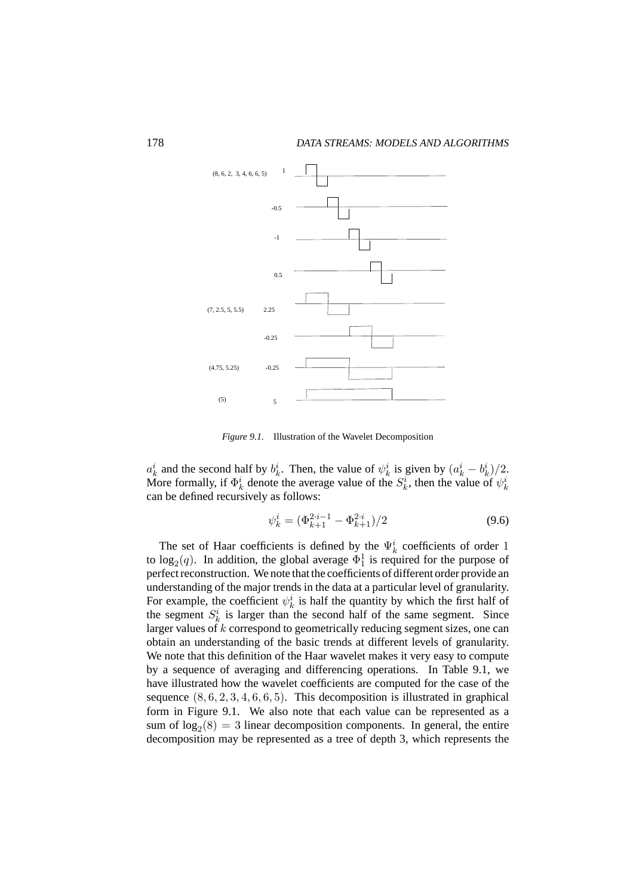Figure 9.1. Illustration of the Wavelet Decomposition

$a_k^i$ and the second half by $b_k^i$. Then, the value of $\psi_k^i$ is given by $(a_k^i - b_k^i)/2$. More formally, if $\Phi_k^i$ denote the average value of the $S_k^i$, then the value of $\psi_k^i$ can be defined recursively as follows:

$$\psi_k^i = (\Phi_{k+1}^{2 \cdot i - 1} - \Phi_{k+1}^{2 \cdot i})/2 \tag{9.6}$$

The set of Haar coefficients is defined by the $\Psi_k^i$ coefficients of order 1 to $\log_2(q)$. In addition, the global average $\Phi_1^1$ is required for the purpose of perfect reconstruction. We note that the coefficients of different order provide an understanding of the major trends in the data at a particular level of granularity. For example, the coefficient $\psi_k^i$ is half the quantity by which the first half of the segment $S_k^i$ is larger than the second half of the same segment. Since larger values of $k$ correspond to geometrically reducing segment sizes, one can obtain an understanding of the basic trends at different levels of granularity. We note that this definition of the Haar wavelet makes it very easy to compute by a sequence of averaging and differencing operations. In Table 9.1, we have illustrated how the wavelet coefficients are computed for the case of the sequence $(8, 6, 2, 3, 4, 6, 6, 5)$. This decomposition is illustrated in graphical form in Figure 9.1. We also note that each value can be represented as a sum of $\log_2(8) = 3$ linear decomposition components. In general, the entire decomposition may be represented as a tree of depth 3, which represents the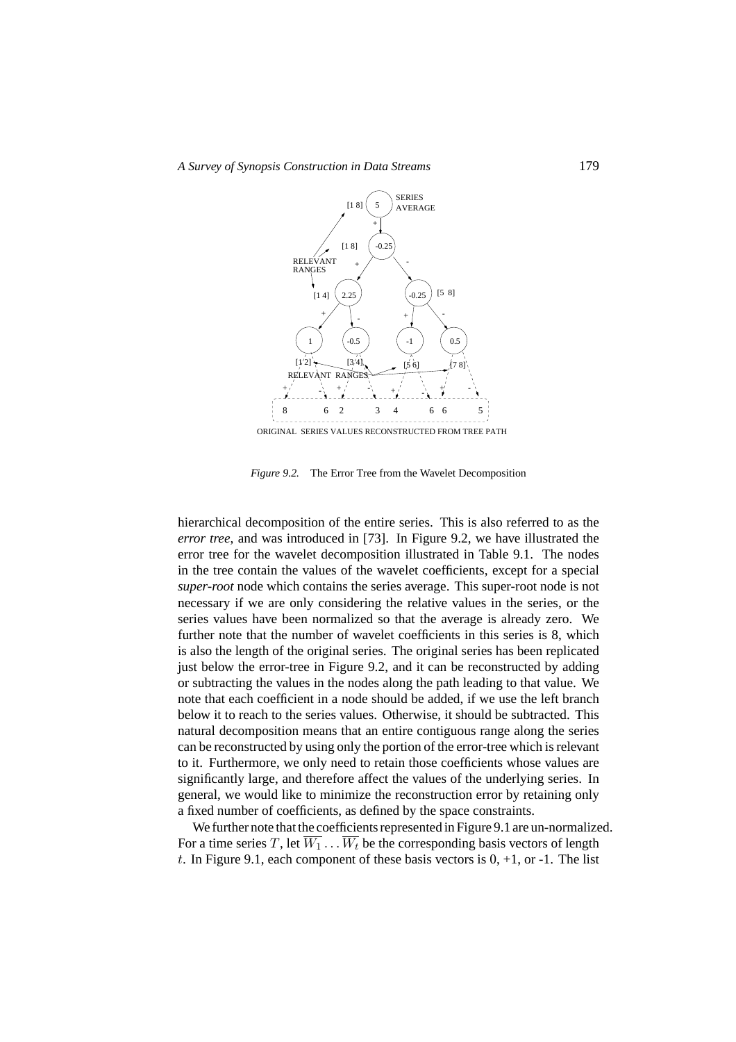*Figure 9.2.* The Error Tree from the Wavelet Decomposition

hierarchical decomposition of the entire series. This is also referred to as the *error tree*, and was introduced in [73]. In Figure 9.2, we have illustrated the error tree for the wavelet decomposition illustrated in Table 9.1. The nodes in the tree contain the values of the wavelet coefficients, except for a special *super-root* node which contains the series average. This super-root node is not necessary if we are only considering the relative values in the series, or the series values have been normalized so that the average is already zero. We further note that the number of wavelet coefficients in this series is 8, which is also the length of the original series. The original series has been replicated just below the error-tree in Figure 9.2, and it can be reconstructed by adding or subtracting the values in the nodes along the path leading to that value. We note that each coefficient in a node should be added, if we use the left branch below it to reach to the series values. Otherwise, it should be subtracted. This natural decomposition means that an entire contiguous range along the series can be reconstructed by using only the portion of the error-tree which is relevant to it. Furthermore, we only need to retain those coefficients whose values are significantly large, and therefore affect the values of the underlying series. In general, we would like to minimize the reconstruction error by retaining only a fixed number of coefficients, as defined by the space constraints.

We further note that the coefficients represented in Figure 9.1 are un-normalized. For a time series $T$, let $\overline{W_1} \ldots \overline{W_t}$ be the corresponding basis vectors of length $t$. In Figure 9.1, each component of these basis vectors is 0, +1, or -1. The list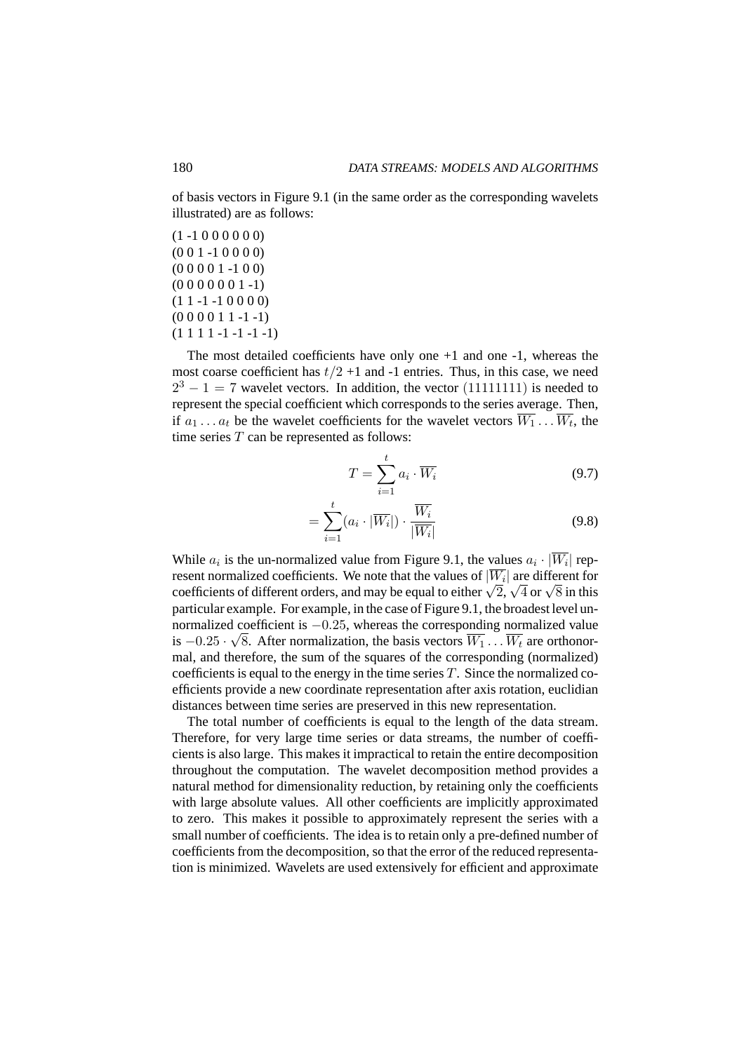of basis vectors in Figure 9.1 (in the same order as the corresponding wavelets illustrated) are as follows:

(1 -1 0 0 0 0 0 0)
(0 0 1 -1 0 0 0 0)
(0 0 0 0 1 -1 0 0)
(0 0 0 0 0 0 1 -1)
(1 1 -1 -1 0 0 0 0)
(0 0 0 0 1 1 -1 -1)
(1 1 1 1 -1 -1 -1 -1)

The most detailed coefficients have only one +1 and one -1, whereas the most coarse coefficient has $t/2$ +1 and -1 entries. Thus, in this case, we need $2^3 - 1 = 7$ wavelet vectors. In addition, the vector $(11111111)$ is needed to represent the special coefficient which corresponds to the series average. Then, if $a_1 \ldots a_t$ be the wavelet coefficients for the wavelet vectors $\overline{W_1} \ldots \overline{W_t}$, the time series $T$ can be represented as follows:

$$T = \sum_{i=1}^{t} a_i \cdot \overline{W_i} \tag{9.7}$$

$$= \sum_{i=1}^{t} (a_i \cdot |\overline{W_i}|) \cdot \frac{\overline{W_i}}{|\overline{W_i}|} \tag{9.8}$$

While $a_i$ is the un-normalized value from Figure 9.1, the values $a_i \cdot |\overline{W_i}|$ represent normalized coefficients. We note that the values of $|\overline{W_i}|$ are different for coefficients of different orders, and may be equal to either $\sqrt{2}$, $\sqrt{4}$ or $\sqrt{8}$ in this particular example. For example, in the case of Figure 9.1, the broadest level unnormalized coefficient is $-0.25$, whereas the corresponding normalized value is $-0.25 \cdot \sqrt{8}$. After normalization, the basis vectors $\overline{W_1} \ldots \overline{W_t}$ are orthonormal, and therefore, the sum of the squares of the corresponding (normalized) coefficients is equal to the energy in the time series $T$. Since the normalized coefficients provide a new coordinate representation after axis rotation, euclidian distances between time series are preserved in this new representation.

The total number of coefficients is equal to the length of the data stream. Therefore, for very large time series or data streams, the number of coefficients is also large. This makes it impractical to retain the entire decomposition throughout the computation. The wavelet decomposition method provides a natural method for dimensionality reduction, by retaining only the coefficients with large absolute values. All other coefficients are implicitly approximated to zero. This makes it possible to approximately represent the series with a small number of coefficients. The idea is to retain only a pre-defined number of coefficients from the decomposition, so that the error of the reduced representation is minimized. Wavelets are used extensively for efficient and approximate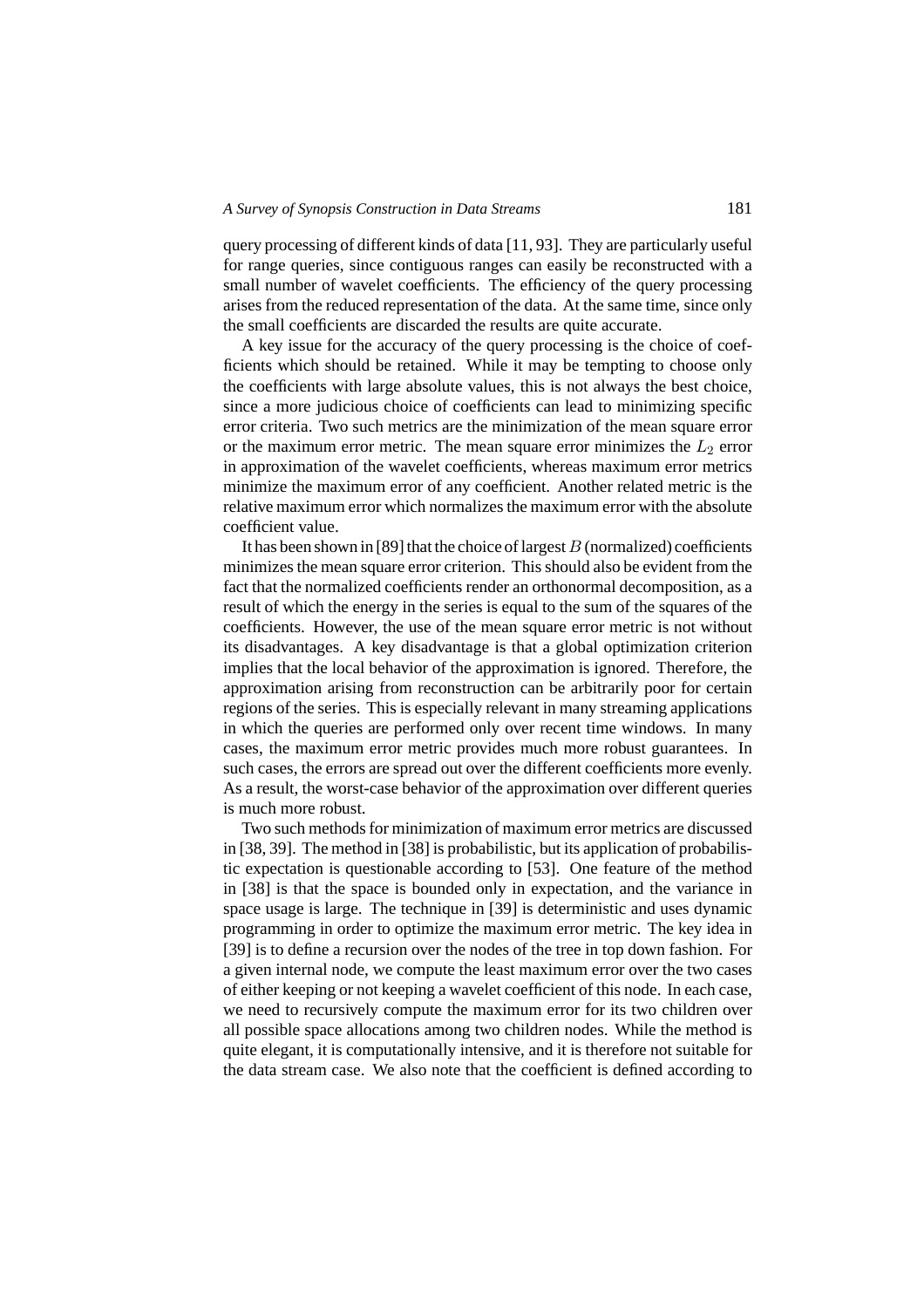query processing of different kinds of data [11, 93]. They are particularly useful for range queries, since contiguous ranges can easily be reconstructed with a small number of wavelet coefficients. The efficiency of the query processing arises from the reduced representation of the data. At the same time, since only the small coefficients are discarded the results are quite accurate.

A key issue for the accuracy of the query processing is the choice of coefficients which should be retained. While it may be tempting to choose only the coefficients with large absolute values, this is not always the best choice, since a more judicious choice of coefficients can lead to minimizing specific error criteria. Two such metrics are the minimization of the mean square error or the maximum error metric. The mean square error minimizes the $L_2$ error in approximation of the wavelet coefficients, whereas maximum error metrics minimize the maximum error of any coefficient. Another related metric is the relative maximum error which normalizes the maximum error with the absolute coefficient value.

It has been shown in [89] that the choice of largest $B$ (normalized) coefficients minimizes the mean square error criterion. This should also be evident from the fact that the normalized coefficients render an orthonormal decomposition, as a result of which the energy in the series is equal to the sum of the squares of the coefficients. However, the use of the mean square error metric is not without its disadvantages. A key disadvantage is that a global optimization criterion implies that the local behavior of the approximation is ignored. Therefore, the approximation arising from reconstruction can be arbitrarily poor for certain regions of the series. This is especially relevant in many streaming applications in which the queries are performed only over recent time windows. In many cases, the maximum error metric provides much more robust guarantees. In such cases, the errors are spread out over the different coefficients more evenly. As a result, the worst-case behavior of the approximation over different queries is much more robust.

Two such methods for minimization of maximum error metrics are discussed in [38, 39]. The method in [38] is probabilistic, but its application of probabilistic expectation is questionable according to [53]. One feature of the method in [38] is that the space is bounded only in expectation, and the variance in space usage is large. The technique in [39] is deterministic and uses dynamic programming in order to optimize the maximum error metric. The key idea in [39] is to define a recursion over the nodes of the tree in top down fashion. For a given internal node, we compute the least maximum error over the two cases of either keeping or not keeping a wavelet coefficient of this node. In each case, we need to recursively compute the maximum error for its two children over all possible space allocations among two children nodes. While the method is quite elegant, it is computationally intensive, and it is therefore not suitable for the data stream case. We also note that the coefficient is defined according to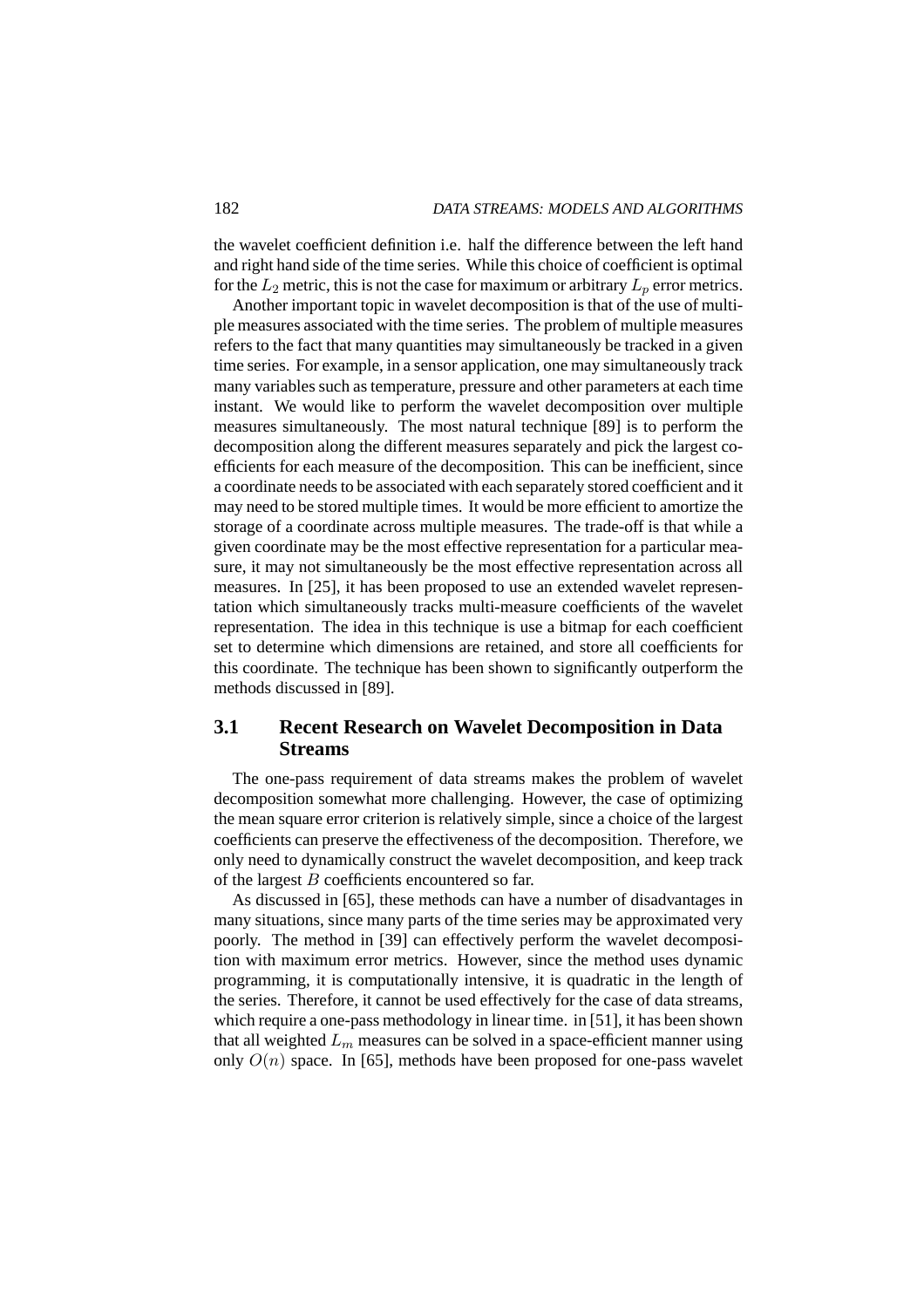the wavelet coefficient definition i.e. half the difference between the left hand and right hand side of the time series. While this choice of coefficient is optimal for the $L_2$ metric, this is not the case for maximum or arbitrary $L_p$ error metrics.

Another important topic in wavelet decomposition is that of the use of multiple measures associated with the time series. The problem of multiple measures refers to the fact that many quantities may simultaneously be tracked in a given time series. For example, in a sensor application, one may simultaneously track many variables such as temperature, pressure and other parameters at each time instant. We would like to perform the wavelet decomposition over multiple measures simultaneously. The most natural technique [89] is to perform the decomposition along the different measures separately and pick the largest coefficients for each measure of the decomposition. This can be inefficient, since a coordinate needs to be associated with each separately stored coefficient and it may need to be stored multiple times. It would be more efficient to amortize the storage of a coordinate across multiple measures. The trade-off is that while a given coordinate may be the most effective representation for a particular measure, it may not simultaneously be the most effective representation across all measures. In [25], it has been proposed to use an extended wavelet representation which simultaneously tracks multi-measure coefficients of the wavelet representation. The idea in this technique is use a bitmap for each coefficient set to determine which dimensions are retained, and store all coefficients for this coordinate. The technique has been shown to significantly outperform the methods discussed in [89].

## 3.1 Recent Research on Wavelet Decomposition in Data Streams

The one-pass requirement of data streams makes the problem of wavelet decomposition somewhat more challenging. However, the case of optimizing the mean square error criterion is relatively simple, since a choice of the largest coefficients can preserve the effectiveness of the decomposition. Therefore, we only need to dynamically construct the wavelet decomposition, and keep track of the largest $B$ coefficients encountered so far.

As discussed in [65], these methods can have a number of disadvantages in many situations, since many parts of the time series may be approximated very poorly. The method in [39] can effectively perform the wavelet decomposition with maximum error metrics. However, since the method uses dynamic programming, it is computationally intensive, it is quadratic in the length of the series. Therefore, it cannot be used effectively for the case of data streams, which require a one-pass methodology in linear time. in [51], it has been shown that all weighted $L_m$ measures can be solved in a space-efficient manner using only $O(n)$ space. In [65], methods have been proposed for one-pass wavelet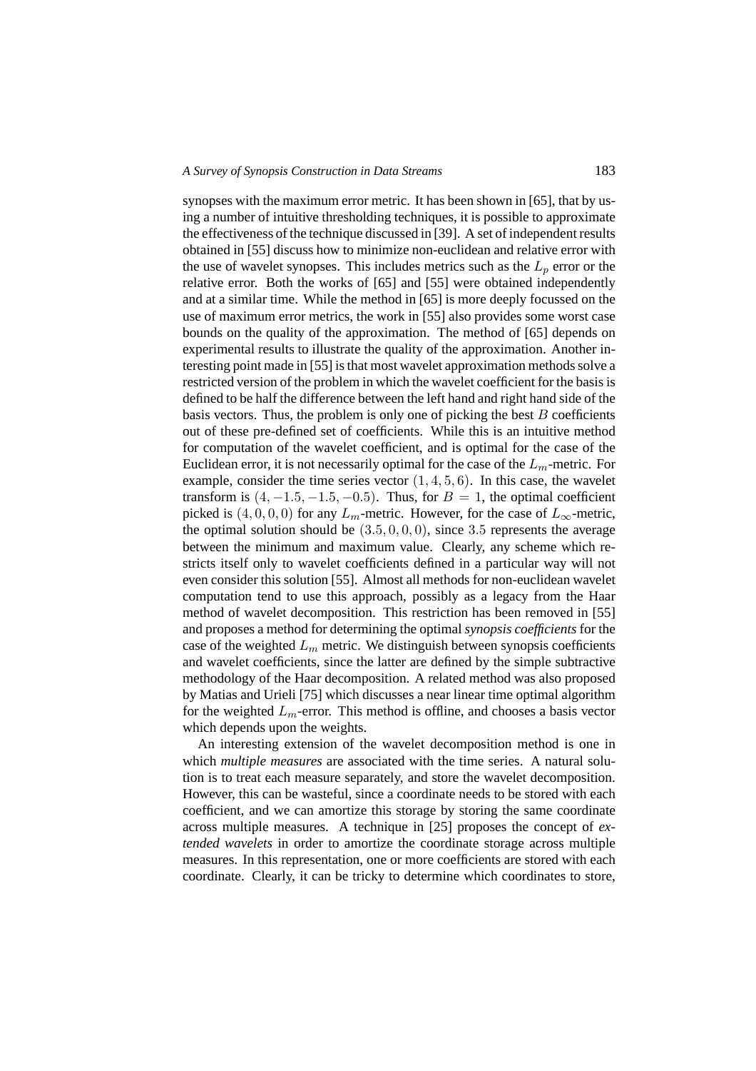synopses with the maximum error metric. It has been shown in [65], that by using a number of intuitive thresholding techniques, it is possible to approximate the effectiveness of the technique discussed in [39]. A set of independent results obtained in [55] discuss how to minimize non-euclidean and relative error with the use of wavelet synopses. This includes metrics such as the $L_p$ error or the relative error. Both the works of [65] and [55] were obtained independently and at a similar time. While the method in [65] is more deeply focussed on the use of maximum error metrics, the work in [55] also provides some worst case bounds on the quality of the approximation. The method of [65] depends on experimental results to illustrate the quality of the approximation. Another interesting point made in [55] is that most wavelet approximation methods solve a restricted version of the problem in which the wavelet coefficient for the basis is defined to be half the difference between the left hand and right hand side of the basis vectors. Thus, the problem is only one of picking the best $B$ coefficients out of these pre-defined set of coefficients. While this is an intuitive method for computation of the wavelet coefficient, and is optimal for the case of the Euclidean error, it is not necessarily optimal for the case of the $L_m$-metric. For example, consider the time series vector $(1, 4, 5, 6)$. In this case, the wavelet transform is $(4, -1.5, -1.5, -0.5)$. Thus, for $B = 1$, the optimal coefficient picked is $(4, 0, 0, 0)$ for any $L_m$-metric. However, for the case of $L_\infty$-metric, the optimal solution should be $(3.5, 0, 0, 0)$, since $3.5$ represents the average between the minimum and maximum value. Clearly, any scheme which restricts itself only to wavelet coefficients defined in a particular way will not even consider this solution [55]. Almost all methods for non-euclidean wavelet computation tend to use this approach, possibly as a legacy from the Haar method of wavelet decomposition. This restriction has been removed in [55] and proposes a method for determining the optimal *synopsis coefficients* for the case of the weighted $L_m$ metric. We distinguish between synopsis coefficients and wavelet coefficients, since the latter are defined by the simple subtractive methodology of the Haar decomposition. A related method was also proposed by Matias and Urieli [75] which discusses a near linear time optimal algorithm for the weighted $L_m$-error. This method is offline, and chooses a basis vector which depends upon the weights.

An interesting extension of the wavelet decomposition method is one in which *multiple measures* are associated with the time series. A natural solution is to treat each measure separately, and store the wavelet decomposition. However, this can be wasteful, since a coordinate needs to be stored with each coefficient, and we can amortize this storage by storing the same coordinate across multiple measures. A technique in [25] proposes the concept of *extended wavelets* in order to amortize the coordinate storage across multiple measures. In this representation, one or more coefficients are stored with each coordinate. Clearly, it can be tricky to determine which coordinates to store,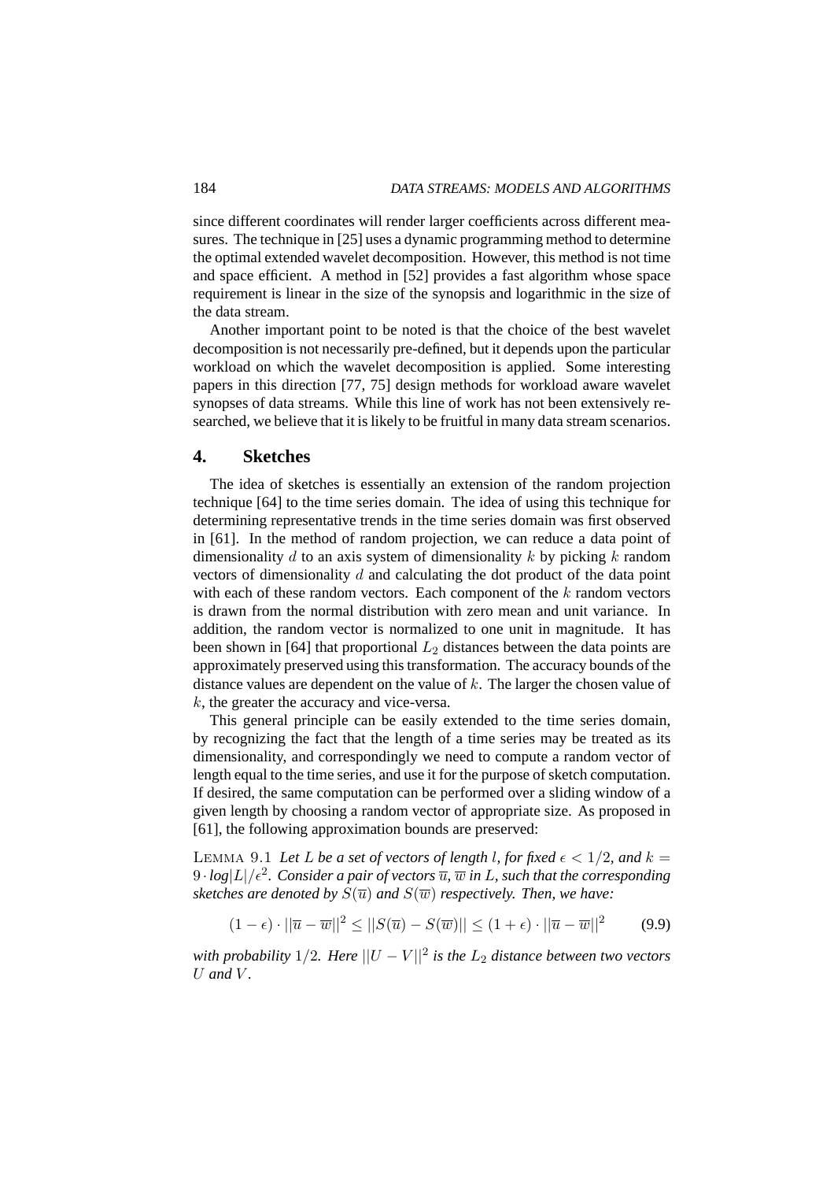since different coordinates will render larger coefficients across different measures. The technique in [25] uses a dynamic programming method to determine the optimal extended wavelet decomposition. However, this method is not time and space efficient. A method in [52] provides a fast algorithm whose space requirement is linear in the size of the synopsis and logarithmic in the size of the data stream.

Another important point to be noted is that the choice of the best wavelet decomposition is not necessarily pre-defined, but it depends upon the particular workload on which the wavelet decomposition is applied. Some interesting papers in this direction [77, 75] design methods for workload aware wavelet synopses of data streams. While this line of work has not been extensively researched, we believe that it is likely to be fruitful in many data stream scenarios.

## 4. Sketches

The idea of sketches is essentially an extension of the random projection technique [64] to the time series domain. The idea of using this technique for determining representative trends in the time series domain was first observed in [61]. In the method of random projection, we can reduce a data point of dimensionality $d$ to an axis system of dimensionality $k$ by picking $k$ random vectors of dimensionality $d$ and calculating the dot product of the data point with each of these random vectors. Each component of the $k$ random vectors is drawn from the normal distribution with zero mean and unit variance. In addition, the random vector is normalized to one unit in magnitude. It has been shown in [64] that proportional $L_2$ distances between the data points are approximately preserved using this transformation. The accuracy bounds of the distance values are dependent on the value of $k$. The larger the chosen value of $k$, the greater the accuracy and vice-versa.

This general principle can be easily extended to the time series domain, by recognizing the fact that the length of a time series may be treated as its dimensionality, and correspondingly we need to compute a random vector of length equal to the time series, and use it for the purpose of sketch computation. If desired, the same computation can be performed over a sliding window of a given length by choosing a random vector of appropriate size. As proposed in [61], the following approximation bounds are preserved:

LEMMA 9.1 *Let $L$ be a set of vectors of length $l$, for fixed $\epsilon < 1/2$, and $k = 9 \cdot log|L|/\epsilon^2$. Consider a pair of vectors $\overline{u}$, $\overline{w}$ in $L$, such that the corresponding sketches are denoted by $S(\overline{u})$ and $S(\overline{w})$ respectively. Then, we have:*

$$(1 - \epsilon) \cdot ||\overline{u} - \overline{w}||^2 \leq ||S(\overline{u}) - S(\overline{w})|| \leq (1 + \epsilon) \cdot ||\overline{u} - \overline{w}||^2 \qquad (9.9)$$

*with probability $1/2$. Here $||U - V||^2$ is the $L_2$ distance between two vectors $U$ and $V$.*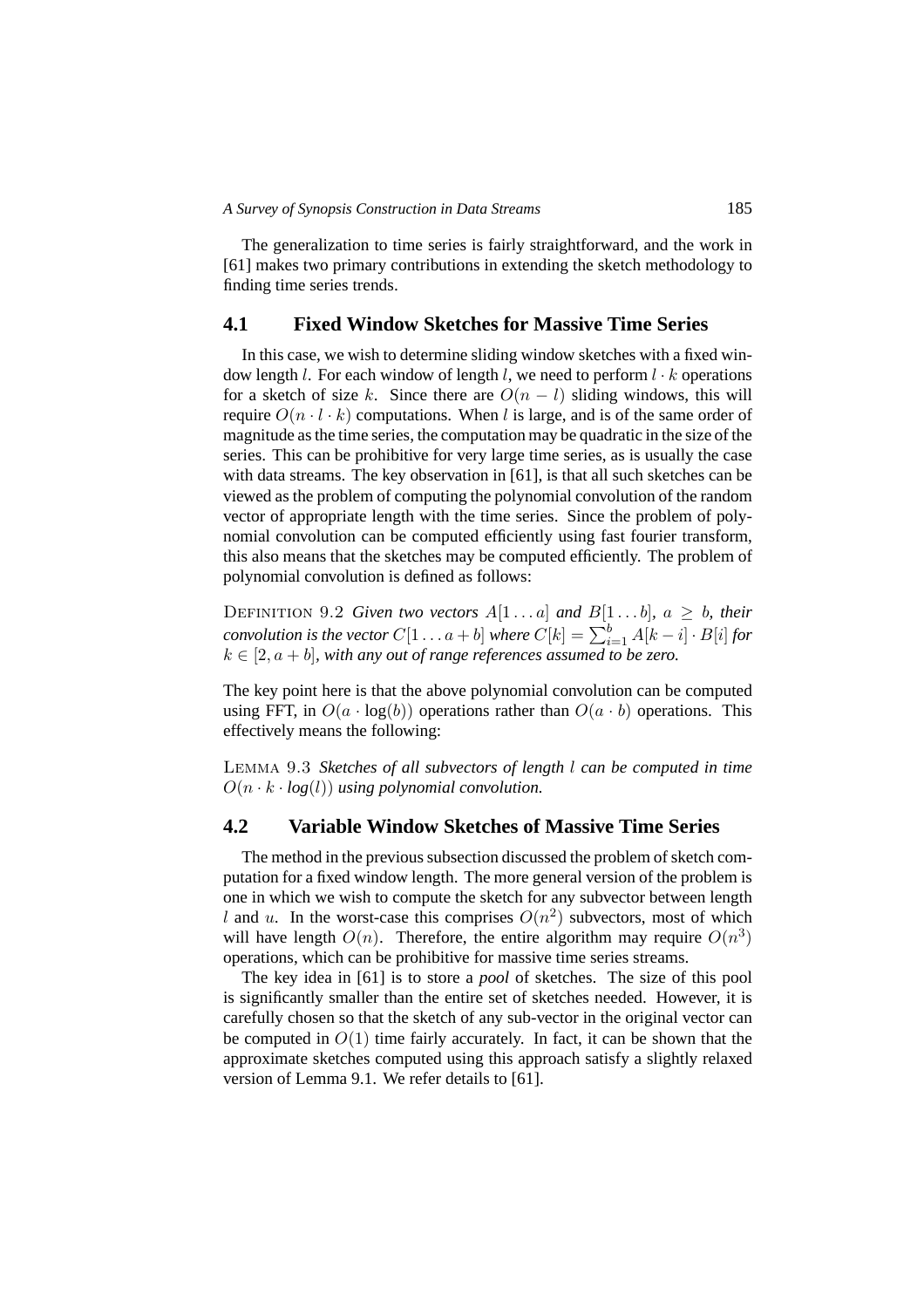The generalization to time series is fairly straightforward, and the work in [61] makes two primary contributions in extending the sketch methodology to finding time series trends.

## 4.1 Fixed Window Sketches for Massive Time Series

In this case, we wish to determine sliding window sketches with a fixed window length $l$. For each window of length $l$, we need to perform $l \cdot k$ operations for a sketch of size $k$. Since there are $O(n - l)$ sliding windows, this will require $O(n \cdot l \cdot k)$ computations. When $l$ is large, and is of the same order of magnitude as the time series, the computation may be quadratic in the size of the series. This can be prohibitive for very large time series, as is usually the case with data streams. The key observation in [61], is that all such sketches can be viewed as the problem of computing the polynomial convolution of the random vector of appropriate length with the time series. Since the problem of polynomial convolution can be computed efficiently using fast fourier transform, this also means that the sketches may be computed efficiently. The problem of polynomial convolution is defined as follows:

DEFINITION 9.2 *Given two vectors $A[1 \ldots a]$ and $B[1 \ldots b]$, $a \geq b$, their convolution is the vector $C[1 \ldots a + b]$ where $C[k] = \sum_{i=1}^{b} A[k - i] \cdot B[i]$ for $k \in [2, a + b]$, with any out of range references assumed to be zero.*

The key point here is that the above polynomial convolution can be computed using FFT, in $O(a \cdot \log(b))$ operations rather than $O(a \cdot b)$ operations. This effectively means the following:

LEMMA 9.3 *Sketches of all subvectors of length $l$ can be computed in time $O(n \cdot k \cdot log(l))$ using polynomial convolution.*

## 4.2 Variable Window Sketches of Massive Time Series

The method in the previous subsection discussed the problem of sketch computation for a fixed window length. The more general version of the problem is one in which we wish to compute the sketch for any subvector between length $l$ and $u$. In the worst-case this comprises $O(n^2)$ subvectors, most of which will have length $O(n)$. Therefore, the entire algorithm may require $O(n^3)$ operations, which can be prohibitive for massive time series streams.

The key idea in [61] is to store a *pool* of sketches. The size of this pool is significantly smaller than the entire set of sketches needed. However, it is carefully chosen so that the sketch of any sub-vector in the original vector can be computed in $O(1)$ time fairly accurately. In fact, it can be shown that the approximate sketches computed using this approach satisfy a slightly relaxed version of Lemma 9.1. We refer details to [61].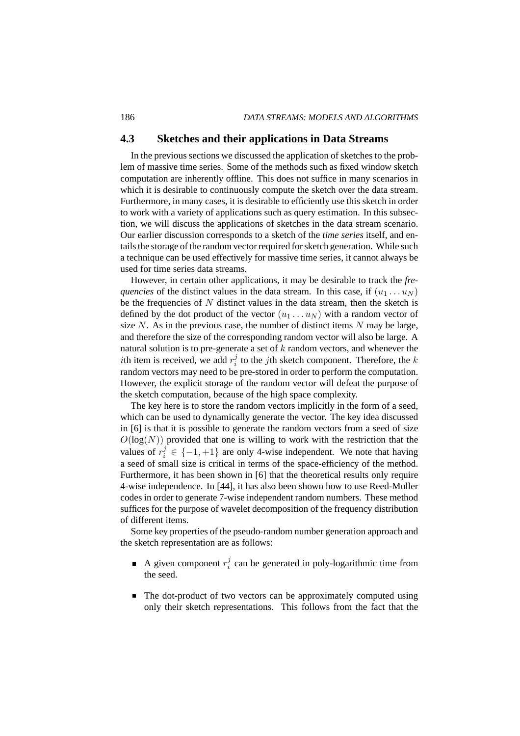## 4.3 Sketches and their applications in Data Streams

In the previous sections we discussed the application of sketches to the problem of massive time series. Some of the methods such as fixed window sketch computation are inherently offline. This does not suffice in many scenarios in which it is desirable to continuously compute the sketch over the data stream. Furthermore, in many cases, it is desirable to efficiently use this sketch in order to work with a variety of applications such as query estimation. In this subsection, we will discuss the applications of sketches in the data stream scenario. Our earlier discussion corresponds to a sketch of the *time series* itself, and entails the storage of the random vector required for sketch generation. While such a technique can be used effectively for massive time series, it cannot always be used for time series data streams.

However, in certain other applications, it may be desirable to track the *frequencies* of the distinct values in the data stream. In this case, if $(u_1 \ldots u_N)$ be the frequencies of $N$ distinct values in the data stream, then the sketch is defined by the dot product of the vector $(u_1 \ldots u_N)$ with a random vector of size $N$. As in the previous case, the number of distinct items $N$ may be large, and therefore the size of the corresponding random vector will also be large. A natural solution is to pre-generate a set of $k$ random vectors, and whenever the $i$th item is received, we add $r_i^j$ to the $j$th sketch component. Therefore, the $k$ random vectors may need to be pre-stored in order to perform the computation. However, the explicit storage of the random vector will defeat the purpose of the sketch computation, because of the high space complexity.

The key here is to store the random vectors implicitly in the form of a seed, which can be used to dynamically generate the vector. The key idea discussed in [6] is that it is possible to generate the random vectors from a seed of size $O(\log(N))$ provided that one is willing to work with the restriction that the values of $r_i^j \in \{-1, +1\}$ are only 4-wise independent. We note that having a seed of small size is critical in terms of the space-efficiency of the method. Furthermore, it has been shown in [6] that the theoretical results only require 4-wise independence. In [44], it has also been shown how to use Reed-Muller codes in order to generate 7-wise independent random numbers. These method suffices for the purpose of wavelet decomposition of the frequency distribution of different items.

Some key properties of the pseudo-random number generation approach and the sketch representation are as follows:

- A given component $r_i^j$ can be generated in poly-logarithmic time from the seed.
- The dot-product of two vectors can be approximately computed using only their sketch representations. This follows from the fact that the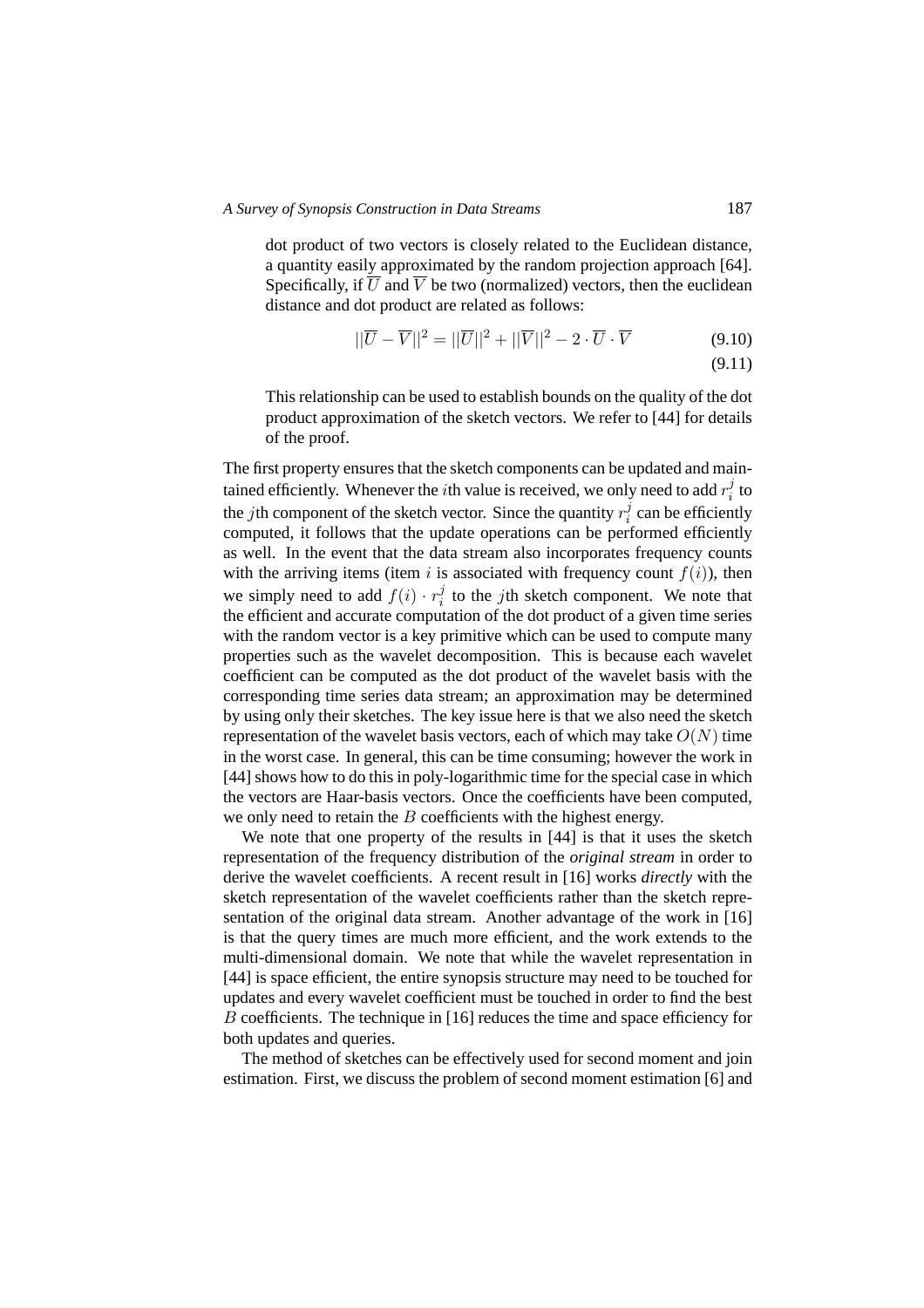dot product of two vectors is closely related to the Euclidean distance, a quantity easily approximated by the random projection approach [64]. Specifically, if $\overline{U}$ and $\overline{V}$ be two (normalized) vectors, then the euclidean distance and dot product are related as follows:

$$||\overline{U} - \overline{V}||^2 = ||\overline{U}||^2 + ||\overline{V}||^2 - 2 \cdot \overline{U} \cdot \overline{V} \tag{9.10}$$

$$\tag{9.11}$$

This relationship can be used to establish bounds on the quality of the dot product approximation of the sketch vectors. We refer to [44] for details of the proof.

The first property ensures that the sketch components can be updated and maintained efficiently. Whenever the $i$th value is received, we only need to add $r_i^j$ to the $j$th component of the sketch vector. Since the quantity $r_i^j$ can be efficiently computed, it follows that the update operations can be performed efficiently as well. In the event that the data stream also incorporates frequency counts with the arriving items (item $i$ is associated with frequency count $f(i)$), then we simply need to add $f(i) \cdot r_i^j$ to the $j$th sketch component. We note that the efficient and accurate computation of the dot product of a given time series with the random vector is a key primitive which can be used to compute many properties such as the wavelet decomposition. This is because each wavelet coefficient can be computed as the dot product of the wavelet basis with the corresponding time series data stream; an approximation may be determined by using only their sketches. The key issue here is that we also need the sketch representation of the wavelet basis vectors, each of which may take $O(N)$ time in the worst case. In general, this can be time consuming; however the work in [44] shows how to do this in poly-logarithmic time for the special case in which the vectors are Haar-basis vectors. Once the coefficients have been computed, we only need to retain the $B$ coefficients with the highest energy.

We note that one property of the results in [44] is that it uses the sketch representation of the frequency distribution of the *original stream* in order to derive the wavelet coefficients. A recent result in [16] works *directly* with the sketch representation of the wavelet coefficients rather than the sketch representation of the original data stream. Another advantage of the work in [16] is that the query times are much more efficient, and the work extends to the multi-dimensional domain. We note that while the wavelet representation in [44] is space efficient, the entire synopsis structure may need to be touched for updates and every wavelet coefficient must be touched in order to find the best $B$ coefficients. The technique in [16] reduces the time and space efficiency for both updates and queries.

The method of sketches can be effectively used for second moment and join estimation. First, we discuss the problem of second moment estimation [6] and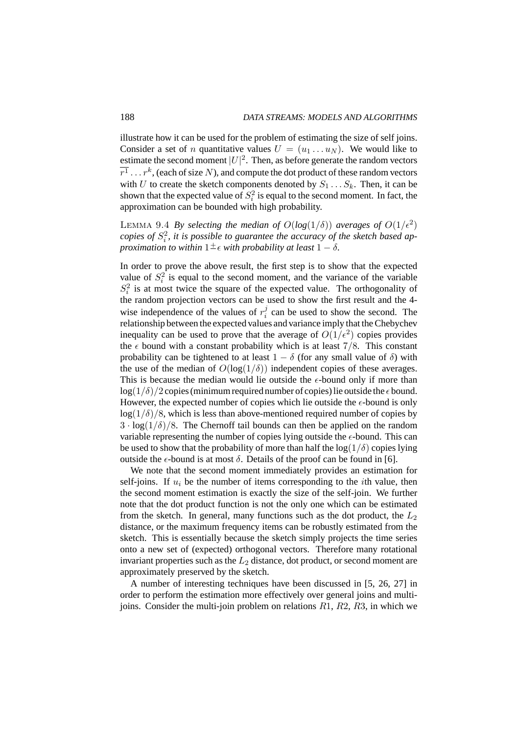illustrate how it can be used for the problem of estimating the size of self joins. Consider a set of $n$ quantitative values $U = (u_1 \dots u_N)$. We would like to estimate the second moment $|U|^2$. Then, as before generate the random vectors $\overline{r^1} \dots r^k$, (each of size $N$), and compute the dot product of these random vectors with $U$ to create the sketch components denoted by $S_1 \dots S_k$. Then, it can be shown that the expected value of $S_i^2$ is equal to the second moment. In fact, the approximation can be bounded with high probability.

LEMMA 9.4 *By selecting the median of $O(log(1/\delta))$ averages of $O(1/\epsilon^2)$ copies of $S_i^2$, it is possible to guarantee the accuracy of the sketch based approximation to within $1 \pm \epsilon$ with probability at least $1 - \delta$.*

In order to prove the above result, the first step is to show that the expected value of $S_i^2$ is equal to the second moment, and the variance of the variable $S_i^2$ is at most twice the square of the expected value. The orthogonality of the random projection vectors can be used to show the first result and the 4-wise independence of the values of $r_i^j$ can be used to show the second. The relationship between the expected values and variance imply that the Chebychev inequality can be used to prove that the average of $O(1/\epsilon^2)$ copies provides the $\epsilon$ bound with a constant probability which is at least $7/8$. This constant probability can be tightened to at least $1 - \delta$ (for any small value of $\delta$) with the use of the median of $O(\log(1/\delta))$ independent copies of these averages. This is because the median would lie outside the $\epsilon$-bound only if more than $\log(1/\delta)/2$ copies (minimum required number of copies) lie outside the $\epsilon$ bound. However, the expected number of copies which lie outside the $\epsilon$-bound is only $\log(1/\delta)/8$, which is less than above-mentioned required number of copies by $3 \cdot \log(1/\delta)/8$. The Chernoff tail bounds can then be applied on the random variable representing the number of copies lying outside the $\epsilon$-bound. This can be used to show that the probability of more than half the $\log(1/\delta)$ copies lying outside the $\epsilon$-bound is at most $\delta$. Details of the proof can be found in [6].

We note that the second moment immediately provides an estimation for self-joins. If $u_i$ be the number of items corresponding to the $i$th value, then the second moment estimation is exactly the size of the self-join. We further note that the dot product function is not the only one which can be estimated from the sketch. In general, many functions such as the dot product, the $L_2$ distance, or the maximum frequency items can be robustly estimated from the sketch. This is essentially because the sketch simply projects the time series onto a new set of (expected) orthogonal vectors. Therefore many rotational invariant properties such as the $L_2$ distance, dot product, or second moment are approximately preserved by the sketch.

A number of interesting techniques have been discussed in [5, 26, 27] in order to perform the estimation more effectively over general joins and multi-joins. Consider the multi-join problem on relations $R1$, $R2$, $R3$, in which we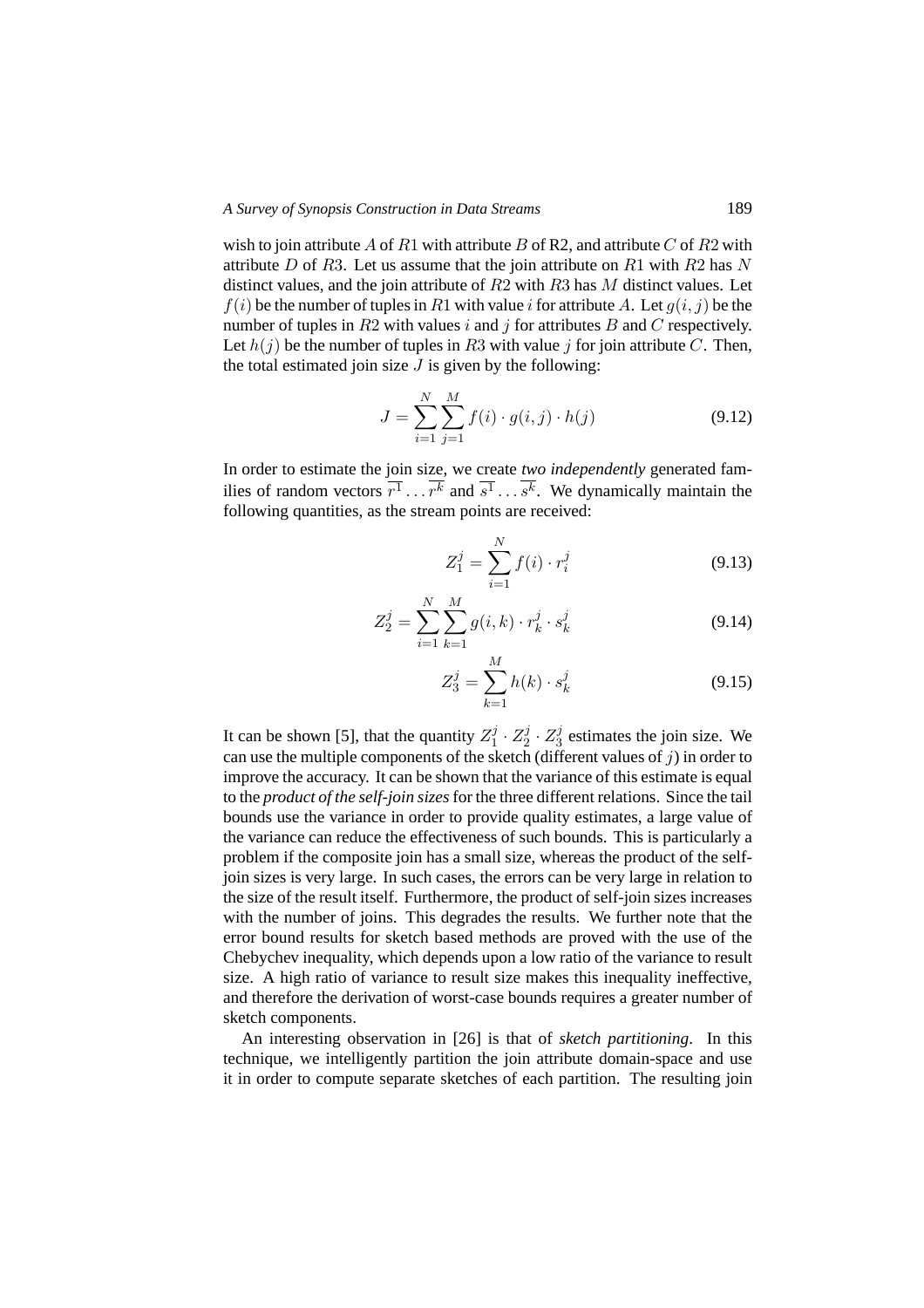wish to join attribute $A$ of $R1$ with attribute $B$ of R2, and attribute $C$ of $R2$ with attribute $D$ of $R3$. Let us assume that the join attribute on $R1$ with $R2$ has $N$ distinct values, and the join attribute of $R2$ with $R3$ has $M$ distinct values. Let $f(i)$ be the number of tuples in $R1$ with value $i$ for attribute $A$. Let $g(i, j)$ be the number of tuples in $R2$ with values $i$ and $j$ for attributes $B$ and $C$ respectively. Let $h(j)$ be the number of tuples in $R3$ with value $j$ for join attribute $C$. Then, the total estimated join size $J$ is given by the following:

$$J = \sum_{i=1}^{N} \sum_{j=1}^{M} f(i) \cdot g(i,j) \cdot h(j) \tag{9.12}$$

In order to estimate the join size, we create *two independently* generated families of random vectors $\overline{r^1} \ldots \overline{r^k}$ and $\overline{s^1} \ldots \overline{s^k}$. We dynamically maintain the following quantities, as the stream points are received:

$$Z_1^j = \sum_{i=1}^{N} f(i) \cdot r_i^j \tag{9.13}$$

$$Z_2^j = \sum_{i=1}^{N} \sum_{k=1}^{M} g(i,k) \cdot r_k^j \cdot s_k^j \tag{9.14}$$

$$Z_3^j = \sum_{k=1}^{M} h(k) \cdot s_k^j \tag{9.15}$$

It can be shown [5], that the quantity $Z_1^j \cdot Z_2^j \cdot Z_3^j$ estimates the join size. We can use the multiple components of the sketch (different values of $j$) in order to improve the accuracy. It can be shown that the variance of this estimate is equal to the *product of the self-join sizes* for the three different relations. Since the tail bounds use the variance in order to provide quality estimates, a large value of the variance can reduce the effectiveness of such bounds. This is particularly a problem if the composite join has a small size, whereas the product of the self-join sizes is very large. In such cases, the errors can be very large in relation to the size of the result itself. Furthermore, the product of self-join sizes increases with the number of joins. This degrades the results. We further note that the error bound results for sketch based methods are proved with the use of the Chebychev inequality, which depends upon a low ratio of the variance to result size. A high ratio of variance to result size makes this inequality ineffective, and therefore the derivation of worst-case bounds requires a greater number of sketch components.

An interesting observation in [26] is that of *sketch partitioning*. In this technique, we intelligently partition the join attribute domain-space and use it in order to compute separate sketches of each partition. The resulting join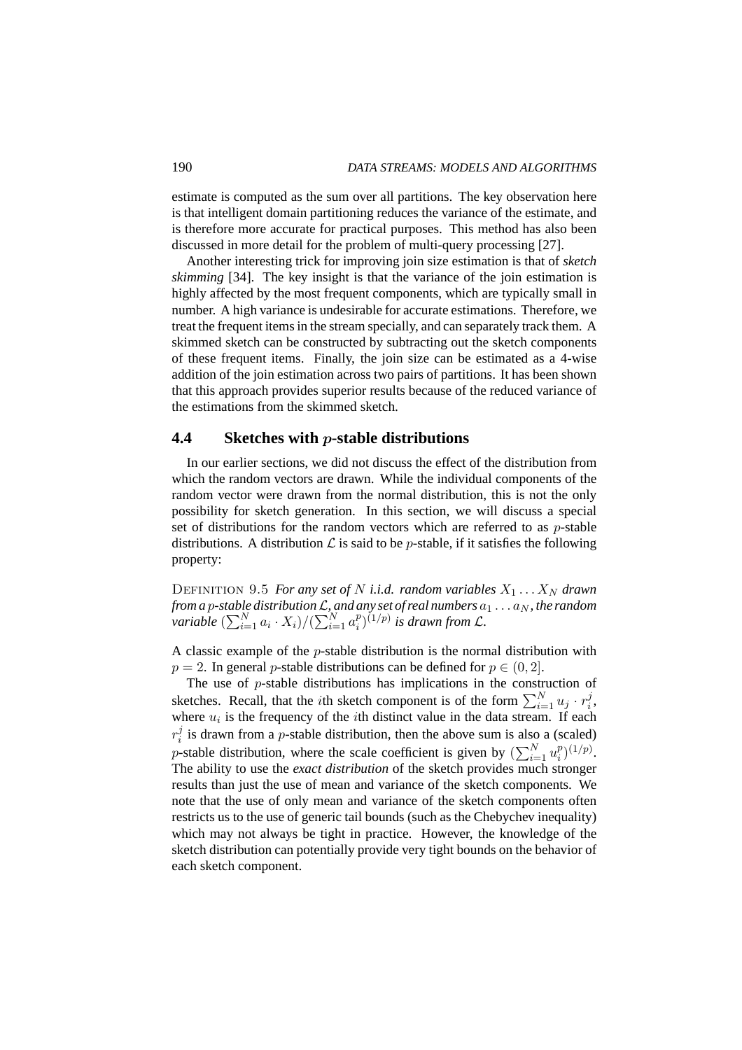estimate is computed as the sum over all partitions. The key observation here is that intelligent domain partitioning reduces the variance of the estimate, and is therefore more accurate for practical purposes. This method has also been discussed in more detail for the problem of multi-query processing [27].

Another interesting trick for improving join size estimation is that of *sketch skimming* [34]. The key insight is that the variance of the join estimation is highly affected by the most frequent components, which are typically small in number. A high variance is undesirable for accurate estimations. Therefore, we treat the frequent items in the stream specially, and can separately track them. A skimmed sketch can be constructed by subtracting out the sketch components of these frequent items. Finally, the join size can be estimated as a 4-wise addition of the join estimation across two pairs of partitions. It has been shown that this approach provides superior results because of the reduced variance of the estimations from the skimmed sketch.

## 4.4 Sketches with $p$-stable distributions

In our earlier sections, we did not discuss the effect of the distribution from which the random vectors are drawn. While the individual components of the random vector were drawn from the normal distribution, this is not the only possibility for sketch generation. In this section, we will discuss a special set of distributions for the random vectors which are referred to as $p$-stable distributions. A distribution $\mathcal{L}$ is said to be $p$-stable, if it satisfies the following property:

DEFINITION 9.5 *For any set of $N$ i.i.d. random variables $X_1 \dots X_N$ drawn from a $p$-stable distribution $\mathcal{L}$, and any set of real numbers $a_1 \dots a_N$, the random variable $(\sum_{i=1}^{N} a_i \cdot X_i)/(\sum_{i=1}^{N} a_i^p)^{(1/p)}$ is drawn from $\mathcal{L}$.*

A classic example of the $p$-stable distribution is the normal distribution with $p = 2$. In general $p$-stable distributions can be defined for $p \in (0, 2]$.

The use of $p$-stable distributions has implications in the construction of sketches. Recall, that the $i$th sketch component is of the form $\sum_{i=1}^{N} u_j \cdot r_i^j$, where $u_i$ is the frequency of the $i$th distinct value in the data stream. If each $r_i^j$ is drawn from a $p$-stable distribution, then the above sum is also a (scaled) $p$-stable distribution, where the scale coefficient is given by $(\sum_{i=1}^{N} u_i^p)^{(1/p)}$. The ability to use the *exact distribution* of the sketch provides much stronger results than just the use of mean and variance of the sketch components. We note that the use of only mean and variance of the sketch components often restricts us to the use of generic tail bounds (such as the Chebychev inequality) which may not always be tight in practice. However, the knowledge of the sketch distribution can potentially provide very tight bounds on the behavior of each sketch component.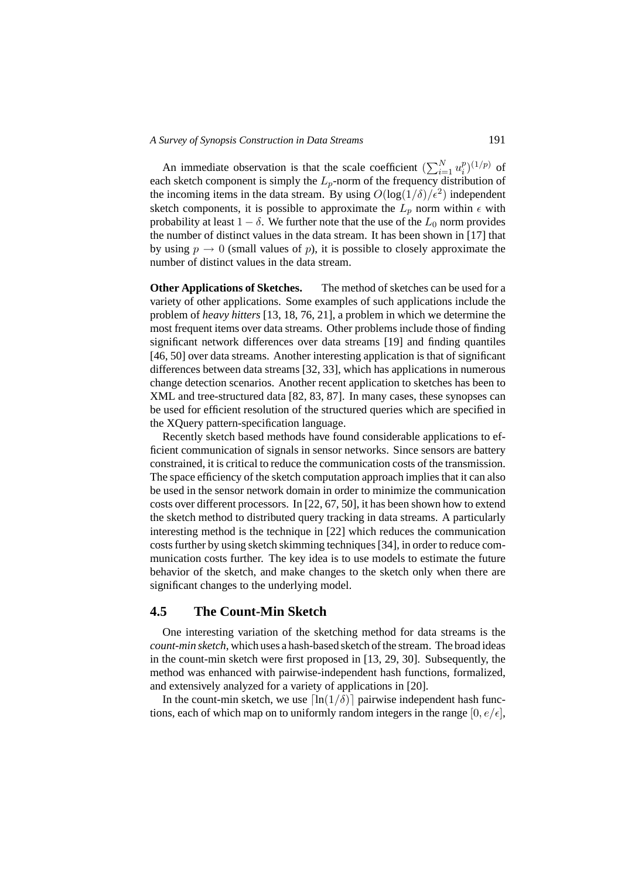An immediate observation is that the scale coefficient $(\sum_{i=1}^{N} u_i^p)^{(1/p)}$ of each sketch component is simply the $L_p$-norm of the frequency distribution of the incoming items in the data stream. By using $O(\log(1/\delta)/\epsilon^2)$ independent sketch components, it is possible to approximate the $L_p$ norm within $\epsilon$ with probability at least $1 - \delta$. We further note that the use of the $L_0$ norm provides the number of distinct values in the data stream. It has been shown in [17] that by using $p \rightarrow 0$ (small values of $p$), it is possible to closely approximate the number of distinct values in the data stream.

**Other Applications of Sketches.** The method of sketches can be used for a variety of other applications. Some examples of such applications include the problem of *heavy hitters* [13, 18, 76, 21], a problem in which we determine the most frequent items over data streams. Other problems include those of finding significant network differences over data streams [19] and finding quantiles [46, 50] over data streams. Another interesting application is that of significant differences between data streams [32, 33], which has applications in numerous change detection scenarios. Another recent application to sketches has been to XML and tree-structured data [82, 83, 87]. In many cases, these synopses can be used for efficient resolution of the structured queries which are specified in the XQuery pattern-specification language.

Recently sketch based methods have found considerable applications to efficient communication of signals in sensor networks. Since sensors are battery constrained, it is critical to reduce the communication costs of the transmission. The space efficiency of the sketch computation approach implies that it can also be used in the sensor network domain in order to minimize the communication costs over different processors. In [22, 67, 50], it has been shown how to extend the sketch method to distributed query tracking in data streams. A particularly interesting method is the technique in [22] which reduces the communication costs further by using sketch skimming techniques [34], in order to reduce communication costs further. The key idea is to use models to estimate the future behavior of the sketch, and make changes to the sketch only when there are significant changes to the underlying model.

## 4.5 The Count-Min Sketch

One interesting variation of the sketching method for data streams is the *count-min sketch*, which uses a hash-based sketch of the stream. The broad ideas in the count-min sketch were first proposed in [13, 29, 30]. Subsequently, the method was enhanced with pairwise-independent hash functions, formalized, and extensively analyzed for a variety of applications in [20].

In the count-min sketch, we use $\lceil \ln(1/\delta) \rceil$ pairwise independent hash functions, each of which map on to uniformly random integers in the range $[0, e/\epsilon]$,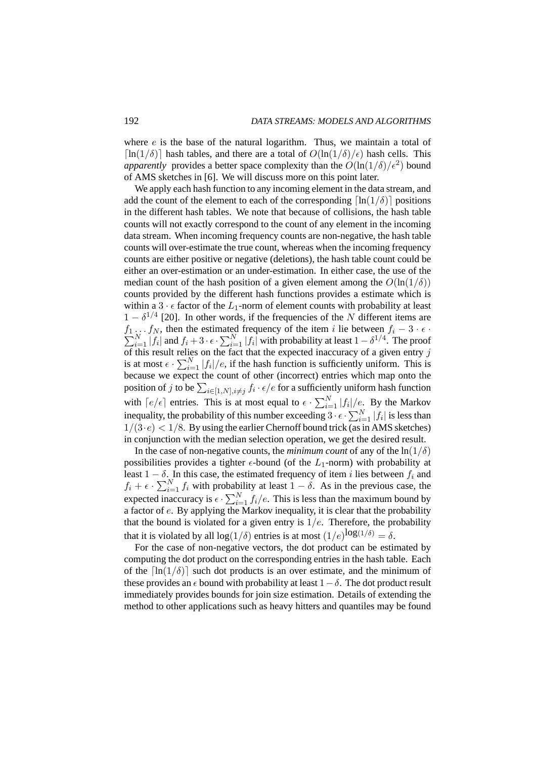where $e$ is the base of the natural logarithm. Thus, we maintain a total of $\lceil \ln(1/\delta) \rceil$ hash tables, and there are a total of $O(\ln(1/\delta)/\epsilon)$ hash cells. This *apparently* provides a better space complexity than the $O(\ln(1/\delta)/\epsilon^2)$ bound of AMS sketches in [6]. We will discuss more on this point later.

We apply each hash function to any incoming element in the data stream, and add the count of the element to each of the corresponding $\lceil \ln(1/\delta) \rceil$ positions in the different hash tables. We note that because of collisions, the hash table counts will not exactly correspond to the count of any element in the incoming data stream. When incoming frequency counts are non-negative, the hash table counts will over-estimate the true count, whereas when the incoming frequency counts are either positive or negative (deletions), the hash table count could be either an over-estimation or an under-estimation. In either case, the use of the median count of the hash position of a given element among the $O(\ln(1/\delta))$ counts provided by the different hash functions provides a estimate which is within a $3 \cdot \epsilon$ factor of the $L_1$-norm of element counts with probability at least $1 - \delta^{1/4}$ [20]. In other words, if the frequencies of the $N$ different items are $f_1 \ldots f_N$, then the estimated frequency of the item $i$ lie between $f_i - 3 \cdot \epsilon \cdot \sum_{i=1}^{N} |f_i|$ and $f_i + 3 \cdot \epsilon \cdot \sum_{i=1}^{N} |f_i|$ with probability at least $1 - \delta^{1/4}$. The proof of this result relies on the fact that the expected inaccuracy of a given entry $j$ is at most $\epsilon \cdot \sum_{i=1}^{N} |f_i|/e$, if the hash function is sufficiently uniform. This is because we expect the count of other (incorrect) entries which map onto the position of $j$ to be $\sum_{i \in [1,N], i \neq j} f_i \cdot \epsilon/e$ for a sufficiently uniform hash function with $\lceil e/\epsilon \rceil$ entries. This is at most equal to $\epsilon \cdot \sum_{i=1}^{N} |f_i|/e$. By the Markov inequality, the probability of this number exceeding $3 \cdot \epsilon \cdot \sum_{i=1}^{N} |f_i|$ is less than $1/(3 \cdot e) < 1/8$. By using the earlier Chernoff bound trick (as in AMS sketches) in conjunction with the median selection operation, we get the desired result.

In the case of non-negative counts, the *minimum count* of any of the $\ln(1/\delta)$ possibilities provides a tighter $\epsilon$-bound (of the $L_1$-norm) with probability at least $1 - \delta$. In this case, the estimated frequency of item $i$ lies between $f_i$ and $f_i + \epsilon \cdot \sum_{i=1}^{N} f_i$ with probability at least $1 - \delta$. As in the previous case, the expected inaccuracy is $\epsilon \cdot \sum_{i=1}^{N} f_i/e$. This is less than the maximum bound by a factor of $e$. By applying the Markov inequality, it is clear that the probability that the bound is violated for a given entry is $1/e$. Therefore, the probability that it is violated by all $\log(1/\delta)$ entries is at most $(1/e)^{\log(1/\delta)} = \delta$.

For the case of non-negative vectors, the dot product can be estimated by computing the dot product on the corresponding entries in the hash table. Each of the $\lceil \ln(1/\delta) \rceil$ such dot products is an over estimate, and the minimum of these provides an $\epsilon$ bound with probability at least $1 - \delta$. The dot product result immediately provides bounds for join size estimation. Details of extending the method to other applications such as heavy hitters and quantiles may be found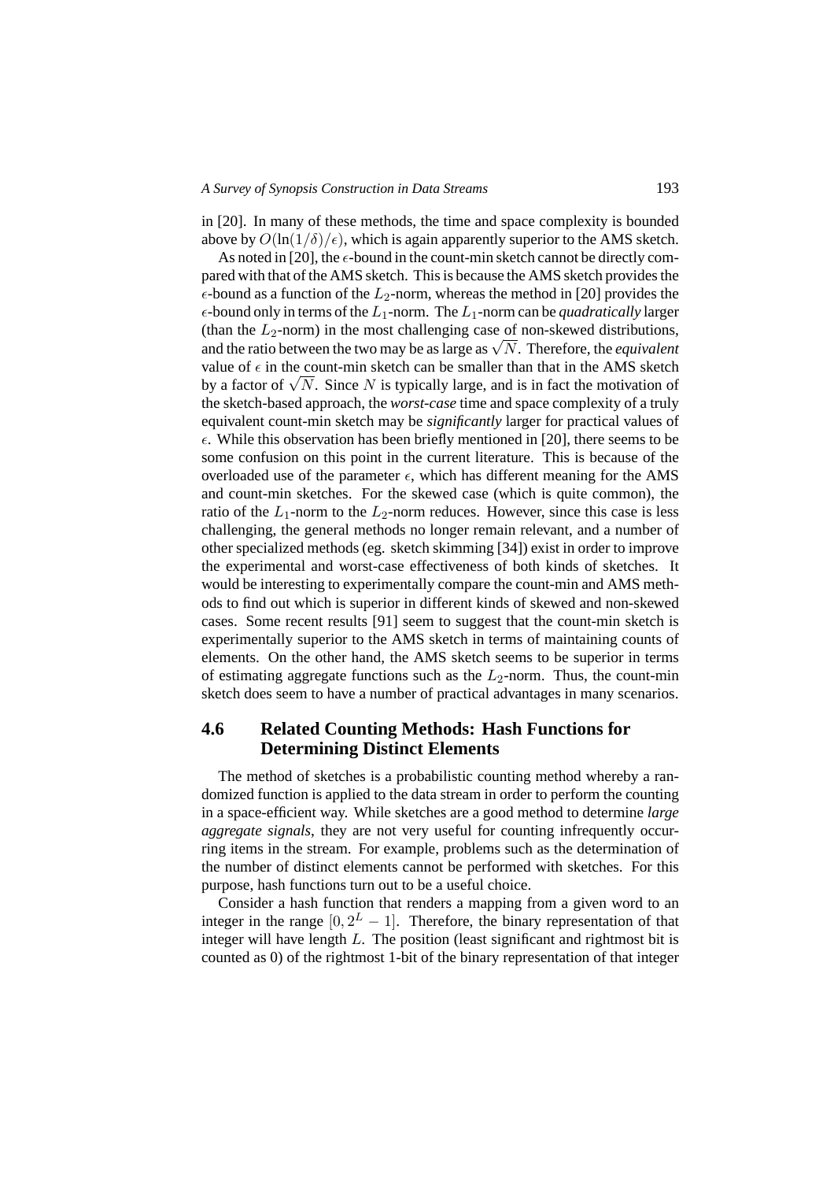in [20]. In many of these methods, the time and space complexity is bounded above by $O(\ln(1/\delta)/\epsilon)$, which is again apparently superior to the AMS sketch.

As noted in [20], the $\epsilon$-bound in the count-min sketch cannot be directly compared with that of the AMS sketch. This is because the AMS sketch provides the $\epsilon$-bound as a function of the $L_2$-norm, whereas the method in [20] provides the $\epsilon$-bound only in terms of the $L_1$-norm. The $L_1$-norm can be *quadratically* larger (than the $L_2$-norm) in the most challenging case of non-skewed distributions, and the ratio between the two may be as large as $\sqrt{N}$. Therefore, the *equivalent* value of $\epsilon$ in the count-min sketch can be smaller than that in the AMS sketch by a factor of $\sqrt{N}$. Since $N$ is typically large, and is in fact the motivation of the sketch-based approach, the *worst-case* time and space complexity of a truly equivalent count-min sketch may be *significantly* larger for practical values of $\epsilon$. While this observation has been briefly mentioned in [20], there seems to be some confusion on this point in the current literature. This is because of the overloaded use of the parameter $\epsilon$, which has different meaning for the AMS and count-min sketches. For the skewed case (which is quite common), the ratio of the $L_1$-norm to the $L_2$-norm reduces. However, since this case is less challenging, the general methods no longer remain relevant, and a number of other specialized methods (eg. sketch skimming [34]) exist in order to improve the experimental and worst-case effectiveness of both kinds of sketches. It would be interesting to experimentally compare the count-min and AMS methods to find out which is superior in different kinds of skewed and non-skewed cases. Some recent results [91] seem to suggest that the count-min sketch is experimentally superior to the AMS sketch in terms of maintaining counts of elements. On the other hand, the AMS sketch seems to be superior in terms of estimating aggregate functions such as the $L_2$-norm. Thus, the count-min sketch does seem to have a number of practical advantages in many scenarios.

## 4.6 Related Counting Methods: Hash Functions for Determining Distinct Elements

The method of sketches is a probabilistic counting method whereby a randomized function is applied to the data stream in order to perform the counting in a space-efficient way. While sketches are a good method to determine *large aggregate signals*, they are not very useful for counting infrequently occurring items in the stream. For example, problems such as the determination of the number of distinct elements cannot be performed with sketches. For this purpose, hash functions turn out to be a useful choice.

Consider a hash function that renders a mapping from a given word to an integer in the range $[0, 2^L - 1]$. Therefore, the binary representation of that integer will have length $L$. The position (least significant and rightmost bit is counted as 0) of the rightmost 1-bit of the binary representation of that integer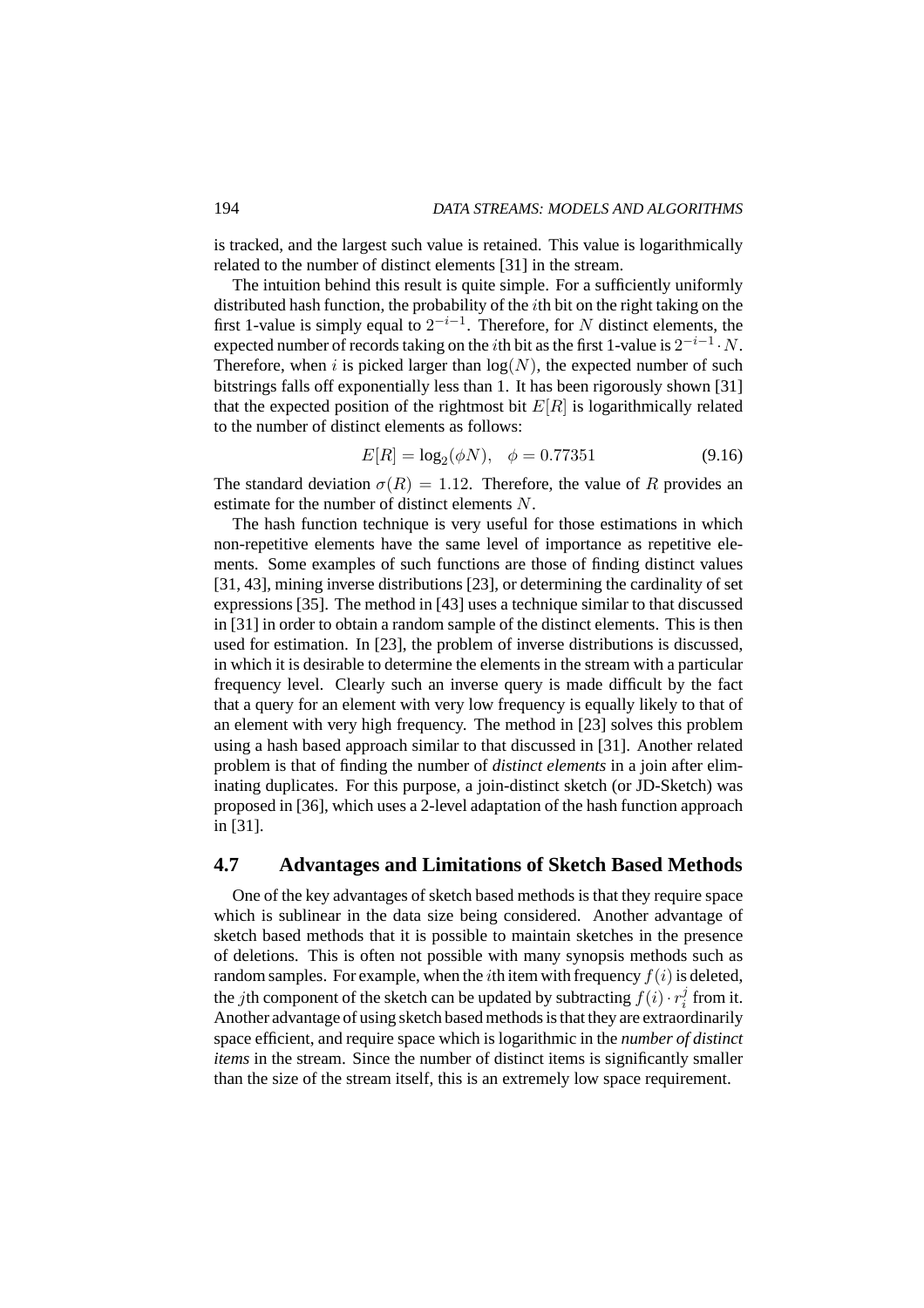is tracked, and the largest such value is retained. This value is logarithmically related to the number of distinct elements [31] in the stream.

The intuition behind this result is quite simple. For a sufficiently uniformly distributed hash function, the probability of the $i$th bit on the right taking on the first 1-value is simply equal to $2^{-i-1}$. Therefore, for $N$ distinct elements, the expected number of records taking on the $i$th bit as the first 1-value is $2^{-i-1} \cdot N$. Therefore, when $i$ is picked larger than $\log(N)$, the expected number of such bitstrings falls off exponentially less than 1. It has been rigorously shown [31] that the expected position of the rightmost bit $E[R]$ is logarithmically related to the number of distinct elements as follows:

$$E[R] = \log_2(\phi N), \quad \phi = 0.77351 \tag{9.16}$$

The standard deviation $\sigma(R) = 1.12$. Therefore, the value of $R$ provides an estimate for the number of distinct elements $N$.

The hash function technique is very useful for those estimations in which non-repetitive elements have the same level of importance as repetitive elements. Some examples of such functions are those of finding distinct values [31, 43], mining inverse distributions [23], or determining the cardinality of set expressions [35]. The method in [43] uses a technique similar to that discussed in [31] in order to obtain a random sample of the distinct elements. This is then used for estimation. In [23], the problem of inverse distributions is discussed, in which it is desirable to determine the elements in the stream with a particular frequency level. Clearly such an inverse query is made difficult by the fact that a query for an element with very low frequency is equally likely to that of an element with very high frequency. The method in [23] solves this problem using a hash based approach similar to that discussed in [31]. Another related problem is that of finding the number of *distinct elements* in a join after eliminating duplicates. For this purpose, a join-distinct sketch (or JD-Sketch) was proposed in [36], which uses a 2-level adaptation of the hash function approach in [31].

## 4.7 Advantages and Limitations of Sketch Based Methods

One of the key advantages of sketch based methods is that they require space which is sublinear in the data size being considered. Another advantage of sketch based methods that it is possible to maintain sketches in the presence of deletions. This is often not possible with many synopsis methods such as random samples. For example, when the $i$th item with frequency $f(i)$ is deleted, the $j$th component of the sketch can be updated by subtracting $f(i) \cdot r_i^j$ from it. Another advantage of using sketch based methods is that they are extraordinarily space efficient, and require space which is logarithmic in the *number of distinct items* in the stream. Since the number of distinct items is significantly smaller than the size of the stream itself, this is an extremely low space requirement.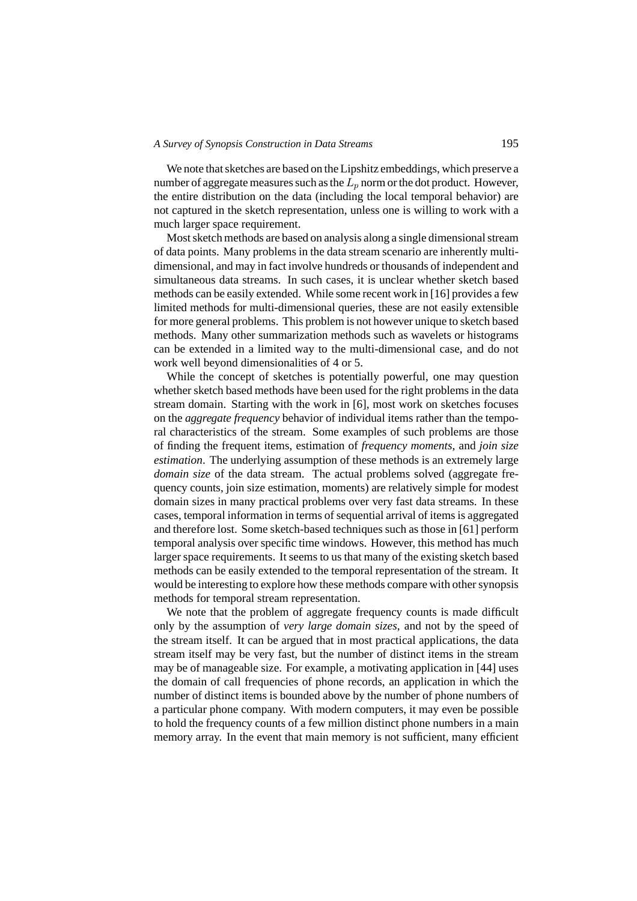We note that sketches are based on the Lipshitz embeddings, which preserve a number of aggregate measures such as the $L_p$ norm or the dot product. However, the entire distribution on the data (including the local temporal behavior) are not captured in the sketch representation, unless one is willing to work with a much larger space requirement.

Most sketch methods are based on analysis along a single dimensional stream of data points. Many problems in the data stream scenario are inherently multi-dimensional, and may in fact involve hundreds or thousands of independent and simultaneous data streams. In such cases, it is unclear whether sketch based methods can be easily extended. While some recent work in [16] provides a few limited methods for multi-dimensional queries, these are not easily extensible for more general problems. This problem is not however unique to sketch based methods. Many other summarization methods such as wavelets or histograms can be extended in a limited way to the multi-dimensional case, and do not work well beyond dimensionalities of 4 or 5.

While the concept of sketches is potentially powerful, one may question whether sketch based methods have been used for the right problems in the data stream domain. Starting with the work in [6], most work on sketches focuses on the *aggregate frequency* behavior of individual items rather than the temporal characteristics of the stream. Some examples of such problems are those of finding the frequent items, estimation of *frequency moments*, and *join size estimation*. The underlying assumption of these methods is an extremely large *domain size* of the data stream. The actual problems solved (aggregate frequency counts, join size estimation, moments) are relatively simple for modest domain sizes in many practical problems over very fast data streams. In these cases, temporal information in terms of sequential arrival of items is aggregated and therefore lost. Some sketch-based techniques such as those in [61] perform temporal analysis over specific time windows. However, this method has much larger space requirements. It seems to us that many of the existing sketch based methods can be easily extended to the temporal representation of the stream. It would be interesting to explore how these methods compare with other synopsis methods for temporal stream representation.

We note that the problem of aggregate frequency counts is made difficult only by the assumption of *very large domain sizes*, and not by the speed of the stream itself. It can be argued that in most practical applications, the data stream itself may be very fast, but the number of distinct items in the stream may be of manageable size. For example, a motivating application in [44] uses the domain of call frequencies of phone records, an application in which the number of distinct items is bounded above by the number of phone numbers of a particular phone company. With modern computers, it may even be possible to hold the frequency counts of a few million distinct phone numbers in a main memory array. In the event that main memory is not sufficient, many efficient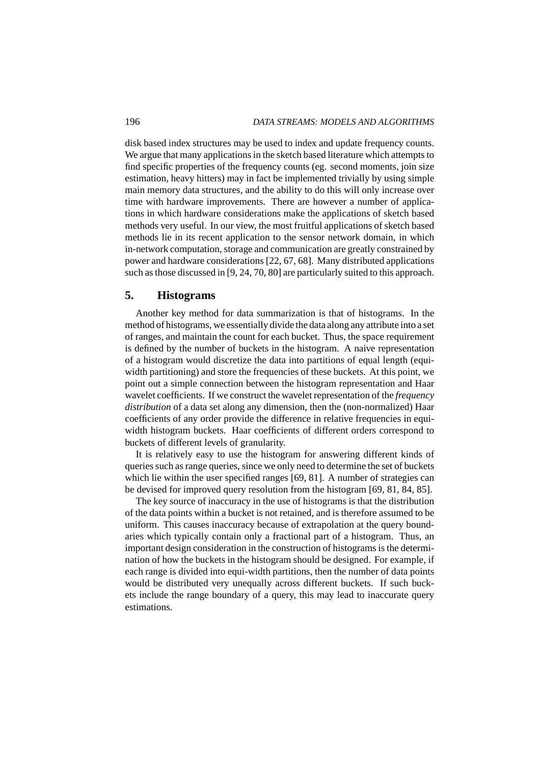disk based index structures may be used to index and update frequency counts. We argue that many applications in the sketch based literature which attempts to find specific properties of the frequency counts (eg. second moments, join size estimation, heavy hitters) may in fact be implemented trivially by using simple main memory data structures, and the ability to do this will only increase over time with hardware improvements. There are however a number of applications in which hardware considerations make the applications of sketch based methods very useful. In our view, the most fruitful applications of sketch based methods lie in its recent application to the sensor network domain, in which in-network computation, storage and communication are greatly constrained by power and hardware considerations [22, 67, 68]. Many distributed applications such as those discussed in [9, 24, 70, 80] are particularly suited to this approach.

## 5. Histograms

Another key method for data summarization is that of histograms. In the method of histograms, we essentially divide the data along any attribute into a set of ranges, and maintain the count for each bucket. Thus, the space requirement is defined by the number of buckets in the histogram. A naive representation of a histogram would discretize the data into partitions of equal length (equi-width partitioning) and store the frequencies of these buckets. At this point, we point out a simple connection between the histogram representation and Haar wavelet coefficients. If we construct the wavelet representation of the *frequency distribution* of a data set along any dimension, then the (non-normalized) Haar coefficients of any order provide the difference in relative frequencies in equi-width histogram buckets. Haar coefficients of different orders correspond to buckets of different levels of granularity.

It is relatively easy to use the histogram for answering different kinds of queries such as range queries, since we only need to determine the set of buckets which lie within the user specified ranges [69, 81]. A number of strategies can be devised for improved query resolution from the histogram [69, 81, 84, 85].

The key source of inaccuracy in the use of histograms is that the distribution of the data points within a bucket is not retained, and is therefore assumed to be uniform. This causes inaccuracy because of extrapolation at the query boundaries which typically contain only a fractional part of a histogram. Thus, an important design consideration in the construction of histograms is the determination of how the buckets in the histogram should be designed. For example, if each range is divided into equi-width partitions, then the number of data points would be distributed very unequally across different buckets. If such buckets include the range boundary of a query, this may lead to inaccurate query estimations.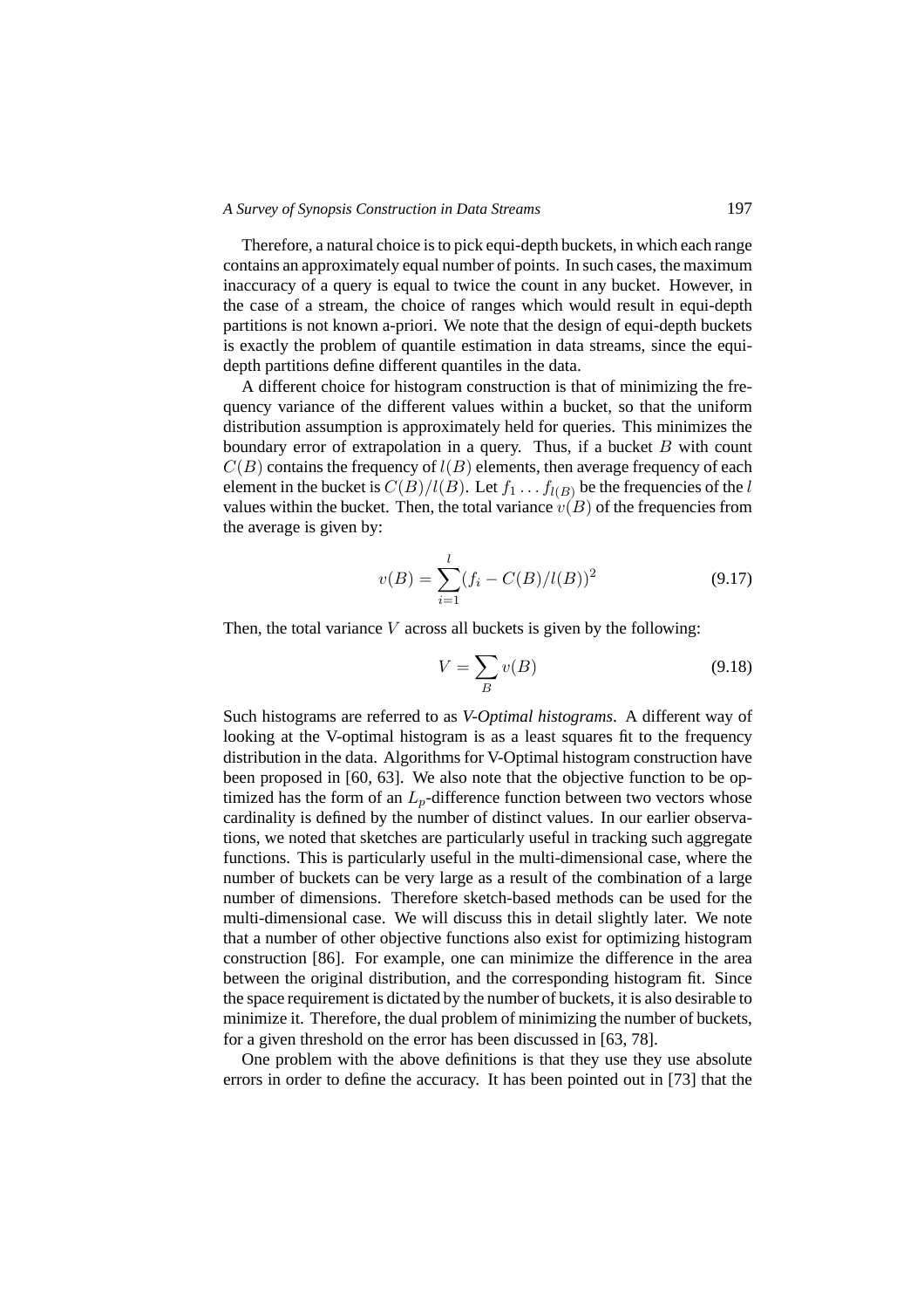Therefore, a natural choice is to pick equi-depth buckets, in which each range contains an approximately equal number of points. In such cases, the maximum inaccuracy of a query is equal to twice the count in any bucket. However, in the case of a stream, the choice of ranges which would result in equi-depth partitions is not known a-priori. We note that the design of equi-depth buckets is exactly the problem of quantile estimation in data streams, since the equi-depth partitions define different quantiles in the data.

A different choice for histogram construction is that of minimizing the frequency variance of the different values within a bucket, so that the uniform distribution assumption is approximately held for queries. This minimizes the boundary error of extrapolation in a query. Thus, if a bucket $B$ with count $C(B)$ contains the frequency of $l(B)$ elements, then average frequency of each element in the bucket is $C(B)/l(B)$. Let $f_1 \ldots f_{l(B)}$ be the frequencies of the $l$ values within the bucket. Then, the total variance $v(B)$ of the frequencies from the average is given by:

$$v(B) = \sum_{i=1}^{l} (f_i - C(B)/l(B))^2 \tag{9.17}$$

Then, the total variance $V$ across all buckets is given by the following:

$$V = \sum_{B} v(B) \tag{9.18}$$

Such histograms are referred to as *V-Optimal histograms*. A different way of looking at the V-optimal histogram is as a least squares fit to the frequency distribution in the data. Algorithms for V-Optimal histogram construction have been proposed in [60, 63]. We also note that the objective function to be optimized has the form of an $L_p$-difference function between two vectors whose cardinality is defined by the number of distinct values. In our earlier observations, we noted that sketches are particularly useful in tracking such aggregate functions. This is particularly useful in the multi-dimensional case, where the number of buckets can be very large as a result of the combination of a large number of dimensions. Therefore sketch-based methods can be used for the multi-dimensional case. We will discuss this in detail slightly later. We note that a number of other objective functions also exist for optimizing histogram construction [86]. For example, one can minimize the difference in the area between the original distribution, and the corresponding histogram fit. Since the space requirement is dictated by the number of buckets, it is also desirable to minimize it. Therefore, the dual problem of minimizing the number of buckets, for a given threshold on the error has been discussed in [63, 78].

One problem with the above definitions is that they use they use absolute errors in order to define the accuracy. It has been pointed out in [73] that the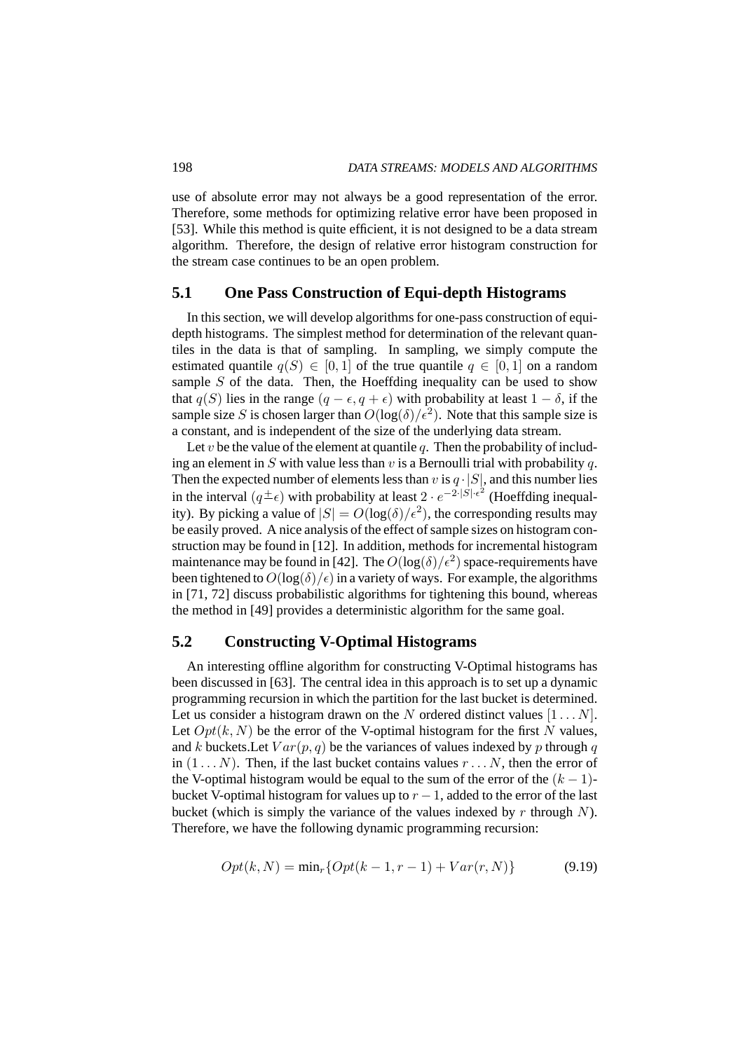use of absolute error may not always be a good representation of the error. Therefore, some methods for optimizing relative error have been proposed in [53]. While this method is quite efficient, it is not designed to be a data stream algorithm. Therefore, the design of relative error histogram construction for the stream case continues to be an open problem.

## 5.1 One Pass Construction of Equi-depth Histograms

In this section, we will develop algorithms for one-pass construction of equi-depth histograms. The simplest method for determination of the relevant quantiles in the data is that of sampling. In sampling, we simply compute the estimated quantile $q(S) \in [0, 1]$ of the true quantile $q \in [0, 1]$ on a random sample $S$ of the data. Then, the Hoeffding inequality can be used to show that $q(S)$ lies in the range $(q - \epsilon, q + \epsilon)$ with probability at least $1 - \delta$, if the sample size $S$ is chosen larger than $O(\log(\delta)/\epsilon^2)$. Note that this sample size is a constant, and is independent of the size of the underlying data stream.

Let $v$ be the value of the element at quantile $q$. Then the probability of including an element in $S$ with value less than $v$ is a Bernoulli trial with probability $q$. Then the expected number of elements less than $v$ is $q \cdot |S|$, and this number lies in the interval $(q \pm \epsilon)$ with probability at least $2 \cdot e^{-2 \cdot |S| \cdot \epsilon^2}$ (Hoeffding inequality). By picking a value of $|S| = O(\log(\delta)/\epsilon^2)$, the corresponding results may be easily proved. A nice analysis of the effect of sample sizes on histogram construction may be found in [12]. In addition, methods for incremental histogram maintenance may be found in [42]. The $O(\log(\delta)/\epsilon^2)$ space-requirements have been tightened to $O(\log(\delta)/\epsilon)$ in a variety of ways. For example, the algorithms in [71, 72] discuss probabilistic algorithms for tightening this bound, whereas the method in [49] provides a deterministic algorithm for the same goal.

## 5.2 Constructing V-Optimal Histograms

An interesting offline algorithm for constructing V-Optimal histograms has been discussed in [63]. The central idea in this approach is to set up a dynamic programming recursion in which the partition for the last bucket is determined. Let us consider a histogram drawn on the $N$ ordered distinct values $[1 \ldots N]$. Let $Opt(k, N)$ be the error of the V-optimal histogram for the first $N$ values, and $k$ buckets.Let $Var(p, q)$ be the variances of values indexed by $p$ through $q$ in $(1 \ldots N)$. Then, if the last bucket contains values $r \ldots N$, then the error of the V-optimal histogram would be equal to the sum of the error of the $(k-1)$-bucket V-optimal histogram for values up to $r - 1$, added to the error of the last bucket (which is simply the variance of the values indexed by $r$ through $N$). Therefore, we have the following dynamic programming recursion:

$$Opt(k, N) = \min_r \{Opt(k - 1, r - 1) + Var(r, N)\} \tag{9.19}$$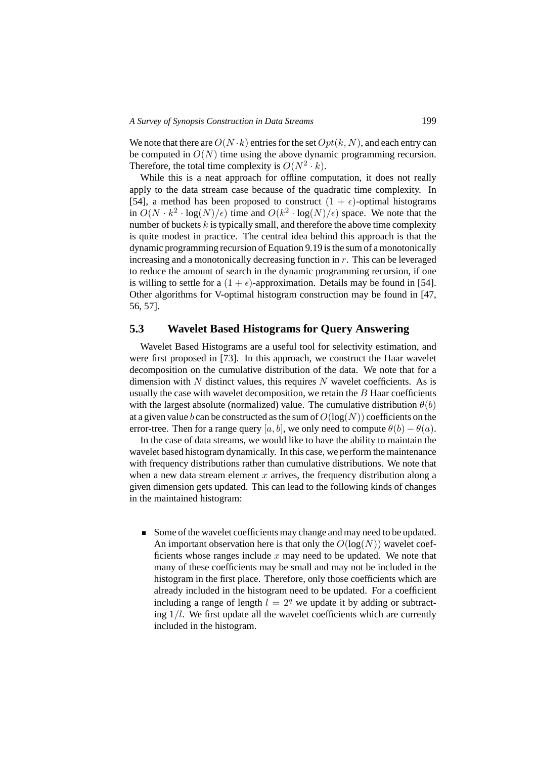We note that there are $O(N \cdot k)$ entries for the set $Opt(k, N)$, and each entry can be computed in $O(N)$ time using the above dynamic programming recursion. Therefore, the total time complexity is $O(N^2 \cdot k)$.

While this is a neat approach for offline computation, it does not really apply to the data stream case because of the quadratic time complexity. In [54], a method has been proposed to construct $(1 + \epsilon)$-optimal histograms in $O(N \cdot k^2 \cdot \log(N)/\epsilon)$ time and $O(k^2 \cdot \log(N)/\epsilon)$ space. We note that the number of buckets $k$ is typically small, and therefore the above time complexity is quite modest in practice. The central idea behind this approach is that the dynamic programming recursion of Equation 9.19 is the sum of a monotonically increasing and a monotonically decreasing function in $r$. This can be leveraged to reduce the amount of search in the dynamic programming recursion, if one is willing to settle for a $(1 + \epsilon)$-approximation. Details may be found in [54]. Other algorithms for V-optimal histogram construction may be found in [47, 56, 57].

## 5.3 Wavelet Based Histograms for Query Answering

Wavelet Based Histograms are a useful tool for selectivity estimation, and were first proposed in [73]. In this approach, we construct the Haar wavelet decomposition on the cumulative distribution of the data. We note that for a dimension with $N$ distinct values, this requires $N$ wavelet coefficients. As is usually the case with wavelet decomposition, we retain the $B$ Haar coefficients with the largest absolute (normalized) value. The cumulative distribution $\theta(b)$ at a given value $b$ can be constructed as the sum of $O(\log(N))$ coefficients on the error-tree. Then for a range query $[a, b]$, we only need to compute $\theta(b) - \theta(a)$.

In the case of data streams, we would like to have the ability to maintain the wavelet based histogram dynamically. In this case, we perform the maintenance with frequency distributions rather than cumulative distributions. We note that when a new data stream element $x$ arrives, the frequency distribution along a given dimension gets updated. This can lead to the following kinds of changes in the maintained histogram:

- Some of the wavelet coefficients may change and may need to be updated. An important observation here is that only the $O(\log(N))$ wavelet coefficients whose ranges include $x$ may need to be updated. We note that many of these coefficients may be small and may not be included in the histogram in the first place. Therefore, only those coefficients which are already included in the histogram need to be updated. For a coefficient including a range of length $l = 2^q$ we update it by adding or subtracting $1/l$. We first update all the wavelet coefficients which are currently included in the histogram.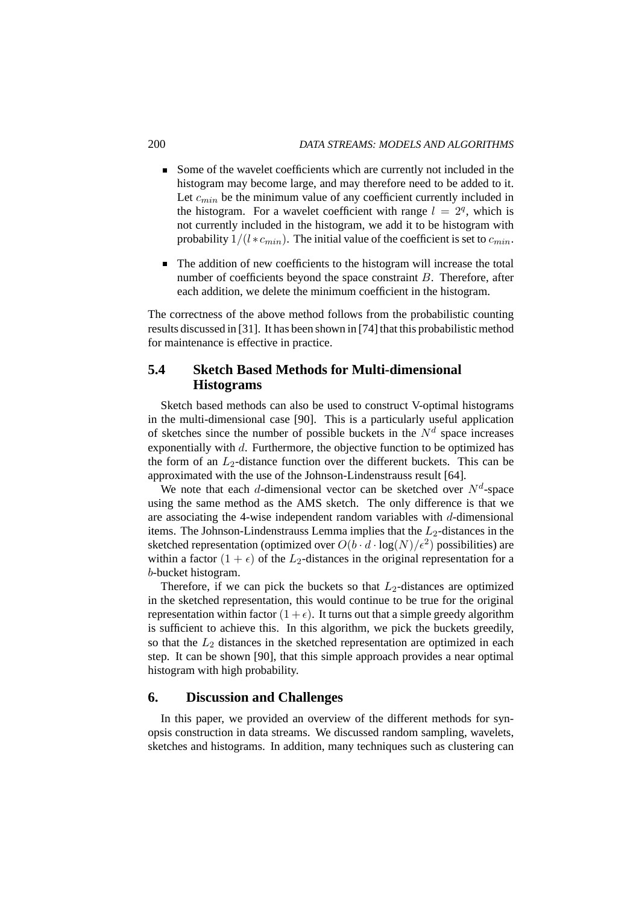- Some of the wavelet coefficients which are currently not included in the histogram may become large, and may therefore need to be added to it. Let $c_{min}$ be the minimum value of any coefficient currently included in the histogram. For a wavelet coefficient with range $l = 2^q$, which is not currently included in the histogram, we add it to be histogram with probability $1/(l * c_{min})$. The initial value of the coefficient is set to $c_{min}$.

- The addition of new coefficients to the histogram will increase the total number of coefficients beyond the space constraint $B$. Therefore, after each addition, we delete the minimum coefficient in the histogram.

The correctness of the above method follows from the probabilistic counting results discussed in [31]. It has been shown in [74] that this probabilistic method for maintenance is effective in practice.

## 5.4 Sketch Based Methods for Multi-dimensional Histograms

Sketch based methods can also be used to construct V-optimal histograms in the multi-dimensional case [90]. This is a particularly useful application of sketches since the number of possible buckets in the $N^d$ space increases exponentially with $d$. Furthermore, the objective function to be optimized has the form of an $L_2$-distance function over the different buckets. This can be approximated with the use of the Johnson-Lindenstrauss result [64].

We note that each $d$-dimensional vector can be sketched over $N^d$-space using the same method as the AMS sketch. The only difference is that we are associating the 4-wise independent random variables with $d$-dimensional items. The Johnson-Lindenstrauss Lemma implies that the $L_2$-distances in the sketched representation (optimized over $O(b \cdot d \cdot \log(N)/\epsilon^2)$ possibilities) are within a factor $(1 + \epsilon)$ of the $L_2$-distances in the original representation for a $b$-bucket histogram.

Therefore, if we can pick the buckets so that $L_2$-distances are optimized in the sketched representation, this would continue to be true for the original representation within factor $(1 + \epsilon)$. It turns out that a simple greedy algorithm is sufficient to achieve this. In this algorithm, we pick the buckets greedily, so that the $L_2$ distances in the sketched representation are optimized in each step. It can be shown [90], that this simple approach provides a near optimal histogram with high probability.

# 6. Discussion and Challenges

In this paper, we provided an overview of the different methods for synopsis construction in data streams. We discussed random sampling, wavelets, sketches and histograms. In addition, many techniques such as clustering can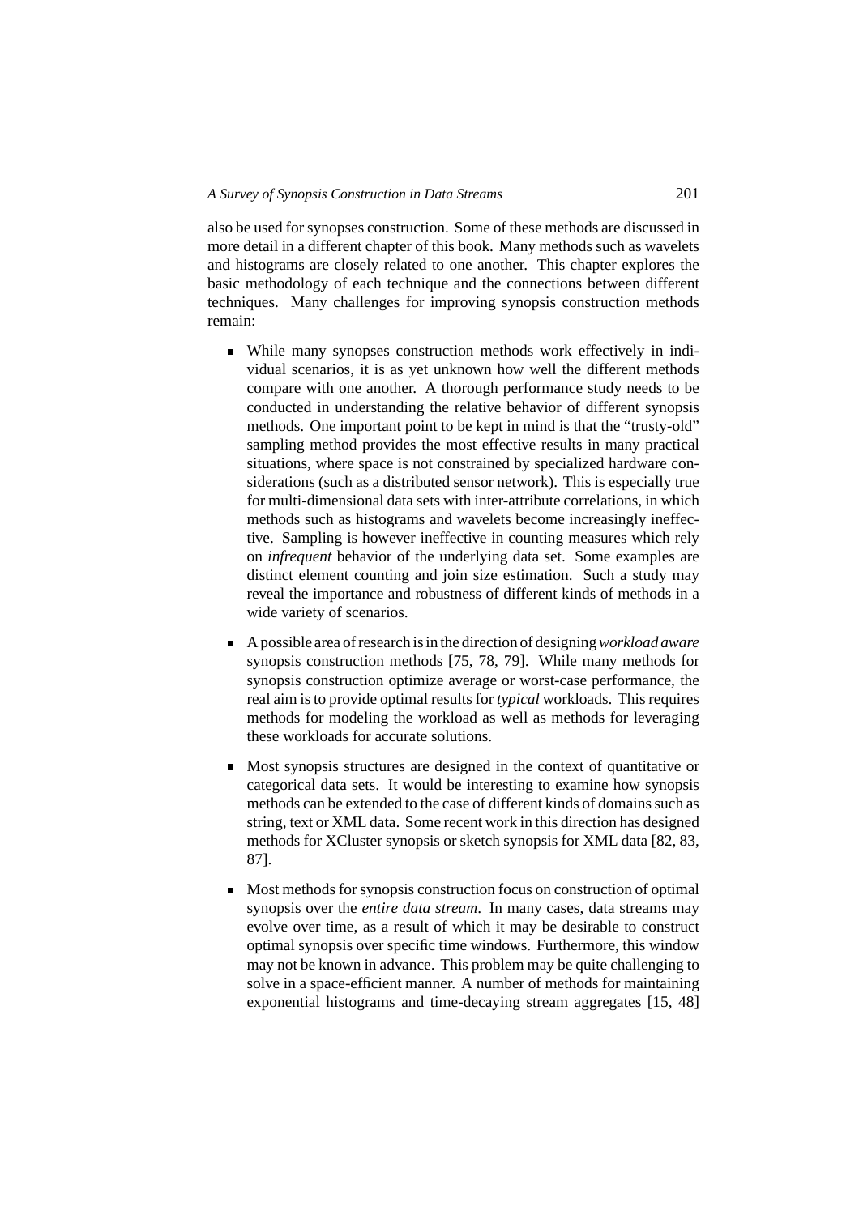also be used for synopses construction. Some of these methods are discussed in more detail in a different chapter of this book. Many methods such as wavelets and histograms are closely related to one another. This chapter explores the basic methodology of each technique and the connections between different techniques. Many challenges for improving synopsis construction methods remain:

- While many synopses construction methods work effectively in individual scenarios, it is as yet unknown how well the different methods compare with one another. A thorough performance study needs to be conducted in understanding the relative behavior of different synopsis methods. One important point to be kept in mind is that the "trusty-old" sampling method provides the most effective results in many practical situations, where space is not constrained by specialized hardware considerations (such as a distributed sensor network). This is especially true for multi-dimensional data sets with inter-attribute correlations, in which methods such as histograms and wavelets become increasingly ineffective. Sampling is however ineffective in counting measures which rely on *infrequent* behavior of the underlying data set. Some examples are distinct element counting and join size estimation. Such a study may reveal the importance and robustness of different kinds of methods in a wide variety of scenarios.

- A possible area of research is in the direction of designing *workload aware* synopsis construction methods [75, 78, 79]. While many methods for synopsis construction optimize average or worst-case performance, the real aim is to provide optimal results for *typical* workloads. This requires methods for modeling the workload as well as methods for leveraging these workloads for accurate solutions.

- Most synopsis structures are designed in the context of quantitative or categorical data sets. It would be interesting to examine how synopsis methods can be extended to the case of different kinds of domains such as string, text or XML data. Some recent work in this direction has designed methods for XCluster synopsis or sketch synopsis for XML data [82, 83, 87].

- Most methods for synopsis construction focus on construction of optimal synopsis over the *entire data stream*. In many cases, data streams may evolve over time, as a result of which it may be desirable to construct optimal synopsis over specific time windows. Furthermore, this window may not be known in advance. This problem may be quite challenging to solve in a space-efficient manner. A number of methods for maintaining exponential histograms and time-decaying stream aggregates [15, 48]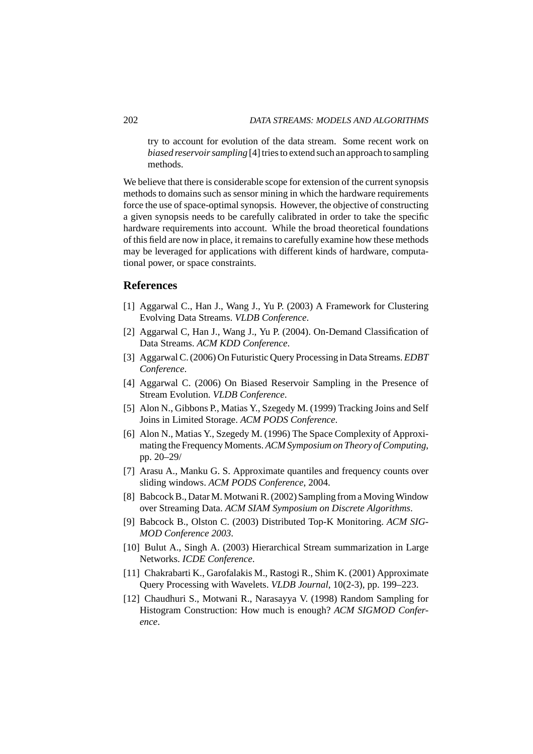try to account for evolution of the data stream. Some recent work on *biased reservoir sampling* [4] tries to extend such an approach to sampling methods.

We believe that there is considerable scope for extension of the current synopsis methods to domains such as sensor mining in which the hardware requirements force the use of space-optimal synopsis. However, the objective of constructing a given synopsis needs to be carefully calibrated in order to take the specific hardware requirements into account. While the broad theoretical foundations of this field are now in place, it remains to carefully examine how these methods may be leveraged for applications with different kinds of hardware, computational power, or space constraints.

## References

[1] Aggarwal C., Han J., Wang J., Yu P. (2003) A Framework for Clustering Evolving Data Streams. *VLDB Conference*.

[2] Aggarwal C, Han J., Wang J., Yu P. (2004). On-Demand Classification of Data Streams. *ACM KDD Conference*.

[3] Aggarwal C. (2006) On Futuristic Query Processing in Data Streams. *EDBT Conference*.

[4] Aggarwal C. (2006) On Biased Reservoir Sampling in the Presence of Stream Evolution. *VLDB Conference*.

[5] Alon N., Gibbons P., Matias Y., Szegedy M. (1999) Tracking Joins and Self Joins in Limited Storage. *ACM PODS Conference*.

[6] Alon N., Matias Y., Szegedy M. (1996) The Space Complexity of Approximating the Frequency Moments. *ACM Symposium on Theory of Computing*, pp. 20–29/

[7] Arasu A., Manku G. S. Approximate quantiles and frequency counts over sliding windows. *ACM PODS Conference*, 2004.

[8] Babcock B., Datar M. Motwani R. (2002) Sampling from a Moving Window over Streaming Data. *ACM SIAM Symposium on Discrete Algorithms*.

[9] Babcock B., Olston C. (2003) Distributed Top-K Monitoring. *ACM SIGMOD Conference 2003*.

[10] Bulut A., Singh A. (2003) Hierarchical Stream summarization in Large Networks. *ICDE Conference*.

[11] Chakrabarti K., Garofalakis M., Rastogi R., Shim K. (2001) Approximate Query Processing with Wavelets. *VLDB Journal*, 10(2-3), pp. 199–223.

[12] Chaudhuri S., Motwani R., Narasayya V. (1998) Random Sampling for Histogram Construction: How much is enough? *ACM SIGMOD Conference*.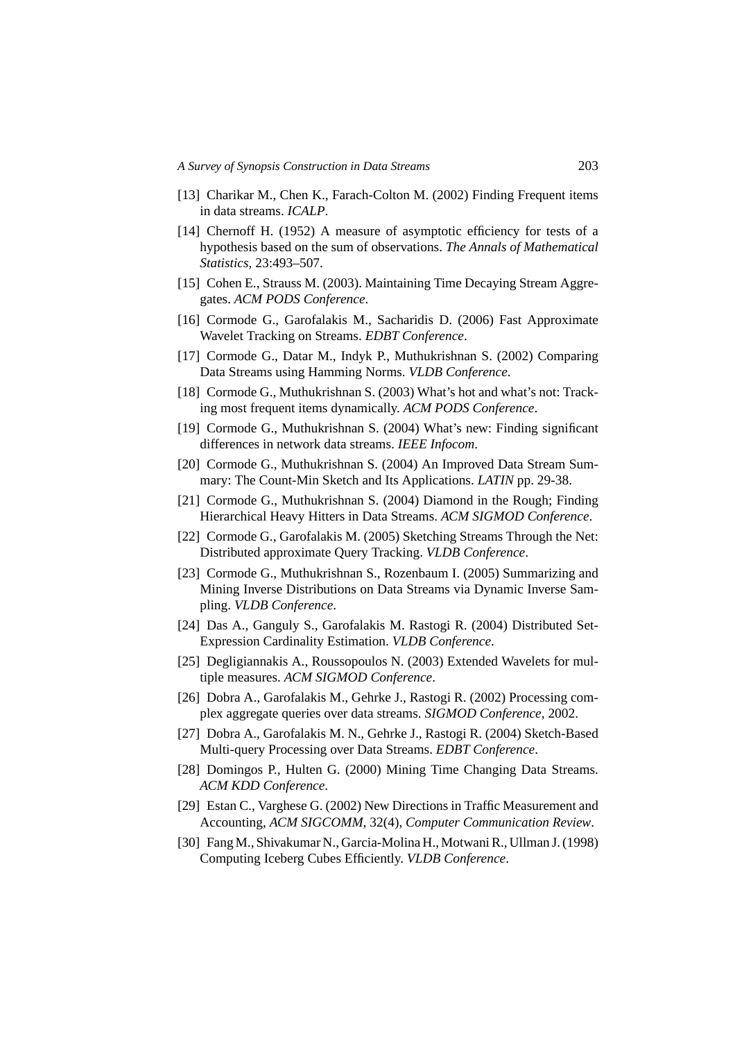[13] Charikar M., Chen K., Farach-Colton M. (2002) Finding Frequent items in data streams. *ICALP*.

[14] Chernoff H. (1952) A measure of asymptotic efficiency for tests of a hypothesis based on the sum of observations. *The Annals of Mathematical Statistics*, 23:493–507.

[15] Cohen E., Strauss M. (2003). Maintaining Time Decaying Stream Aggregates. *ACM PODS Conference*.

[16] Cormode G., Garofalakis M., Sacharidis D. (2006) Fast Approximate Wavelet Tracking on Streams. *EDBT Conference*.

[17] Cormode G., Datar M., Indyk P., Muthukrishnan S. (2002) Comparing Data Streams using Hamming Norms. *VLDB Conference*.

[18] Cormode G., Muthukrishnan S. (2003) What's hot and what's not: Tracking most frequent items dynamically. *ACM PODS Conference*.

[19] Cormode G., Muthukrishnan S. (2004) What's new: Finding significant differences in network data streams. *IEEE Infocom*.

[20] Cormode G., Muthukrishnan S. (2004) An Improved Data Stream Summary: The Count-Min Sketch and Its Applications. *LATIN* pp. 29-38.

[21] Cormode G., Muthukrishnan S. (2004) Diamond in the Rough; Finding Hierarchical Heavy Hitters in Data Streams. *ACM SIGMOD Conference*.

[22] Cormode G., Garofalakis M. (2005) Sketching Streams Through the Net: Distributed approximate Query Tracking. *VLDB Conference*.

[23] Cormode G., Muthukrishnan S., Rozenbaum I. (2005) Summarizing and Mining Inverse Distributions on Data Streams via Dynamic Inverse Sampling. *VLDB Conference*.

[24] Das A., Ganguly S., Garofalakis M. Rastogi R. (2004) Distributed Set-Expression Cardinality Estimation. *VLDB Conference*.

[25] Degligiannakis A., Roussopoulos N. (2003) Extended Wavelets for multiple measures. *ACM SIGMOD Conference*.

[26] Dobra A., Garofalakis M., Gehrke J., Rastogi R. (2002) Processing complex aggregate queries over data streams. *SIGMOD Conference*, 2002.

[27] Dobra A., Garofalakis M. N., Gehrke J., Rastogi R. (2004) Sketch-Based Multi-query Processing over Data Streams. *EDBT Conference*.

[28] Domingos P., Hulten G. (2000) Mining Time Changing Data Streams. *ACM KDD Conference*.

[29] Estan C., Varghese G. (2002) New Directions in Traffic Measurement and Accounting, *ACM SIGCOMM*, 32(4), *Computer Communication Review*.

[30] Fang M., Shivakumar N., Garcia-Molina H., Motwani R., Ullman J. (1998) Computing Iceberg Cubes Efficiently. *VLDB Conference*.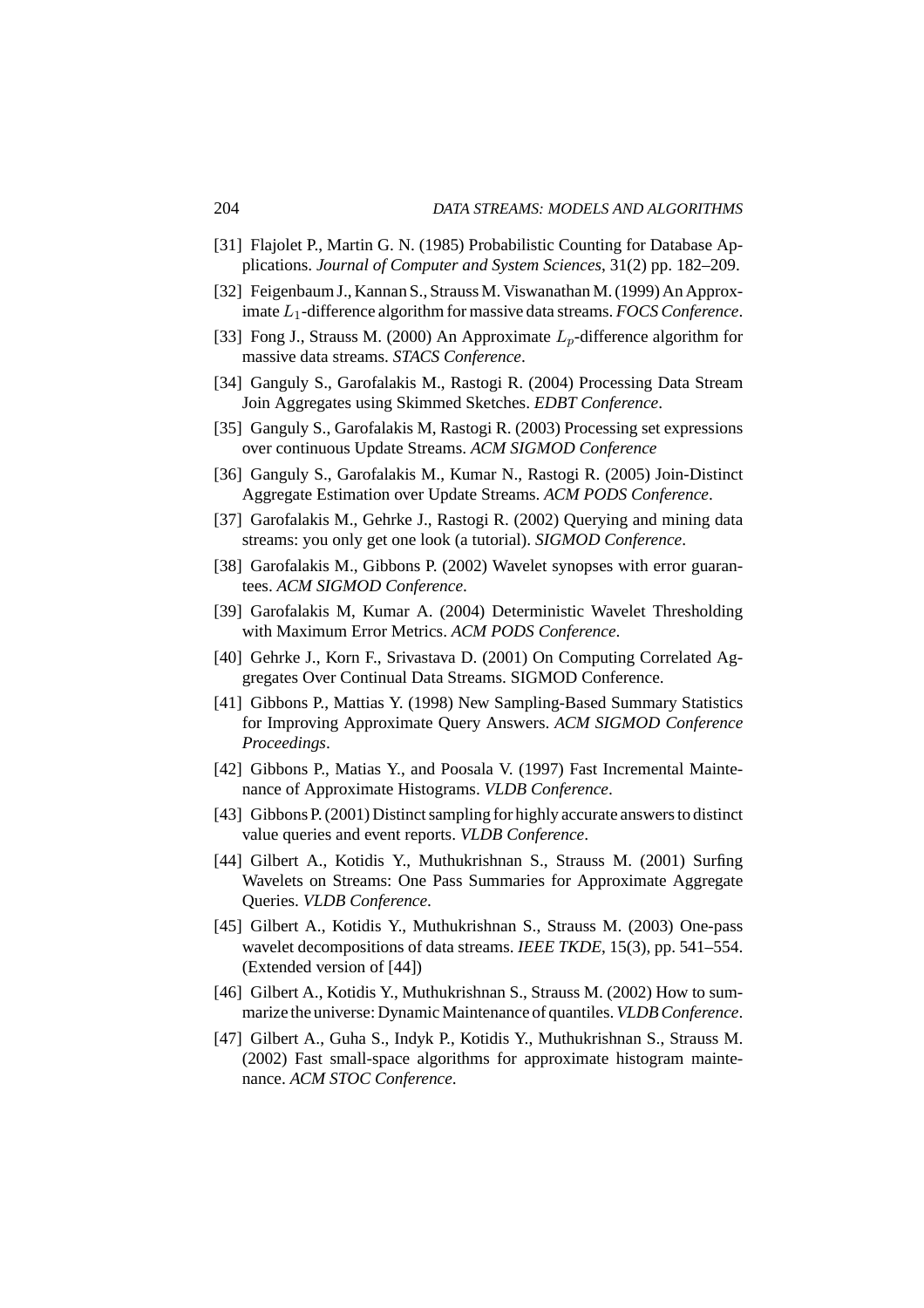[31] Flajolet P., Martin G. N. (1985) Probabilistic Counting for Database Applications. *Journal of Computer and System Sciences*, 31(2) pp. 182–209.

[32] Feigenbaum J., Kannan S., Strauss M. Viswanathan M. (1999) An Approximate $L_1$-difference algorithm for massive data streams. *FOCS Conference*.

[33] Fong J., Strauss M. (2000) An Approximate $L_p$-difference algorithm for massive data streams. *STACS Conference*.

[34] Ganguly S., Garofalakis M., Rastogi R. (2004) Processing Data Stream Join Aggregates using Skimmed Sketches. *EDBT Conference*.

[35] Ganguly S., Garofalakis M, Rastogi R. (2003) Processing set expressions over continuous Update Streams. *ACM SIGMOD Conference*

[36] Ganguly S., Garofalakis M., Kumar N., Rastogi R. (2005) Join-Distinct Aggregate Estimation over Update Streams. *ACM PODS Conference*.

[37] Garofalakis M., Gehrke J., Rastogi R. (2002) Querying and mining data streams: you only get one look (a tutorial). *SIGMOD Conference*.

[38] Garofalakis M., Gibbons P. (2002) Wavelet synopses with error guarantees. *ACM SIGMOD Conference*.

[39] Garofalakis M, Kumar A. (2004) Deterministic Wavelet Thresholding with Maximum Error Metrics. *ACM PODS Conference*.

[40] Gehrke J., Korn F., Srivastava D. (2001) On Computing Correlated Aggregates Over Continual Data Streams. SIGMOD Conference.

[41] Gibbons P., Mattias Y. (1998) New Sampling-Based Summary Statistics for Improving Approximate Query Answers. *ACM SIGMOD Conference Proceedings*.

[42] Gibbons P., Matias Y., and Poosala V. (1997) Fast Incremental Maintenance of Approximate Histograms. *VLDB Conference*.

[43] Gibbons P. (2001) Distinct sampling for highly accurate answers to distinct value queries and event reports. *VLDB Conference*.

[44] Gilbert A., Kotidis Y., Muthukrishnan S., Strauss M. (2001) Surfing Wavelets on Streams: One Pass Summaries for Approximate Aggregate Queries. *VLDB Conference*.

[45] Gilbert A., Kotidis Y., Muthukrishnan S., Strauss M. (2003) One-pass wavelet decompositions of data streams. *IEEE TKDE*, 15(3), pp. 541–554. (Extended version of [44])

[46] Gilbert A., Kotidis Y., Muthukrishnan S., Strauss M. (2002) How to summarize the universe: Dynamic Maintenance of quantiles. *VLDB Conference*.

[47] Gilbert A., Guha S., Indyk P., Kotidis Y., Muthukrishnan S., Strauss M. (2002) Fast small-space algorithms for approximate histogram maintenance. *ACM STOC Conference*.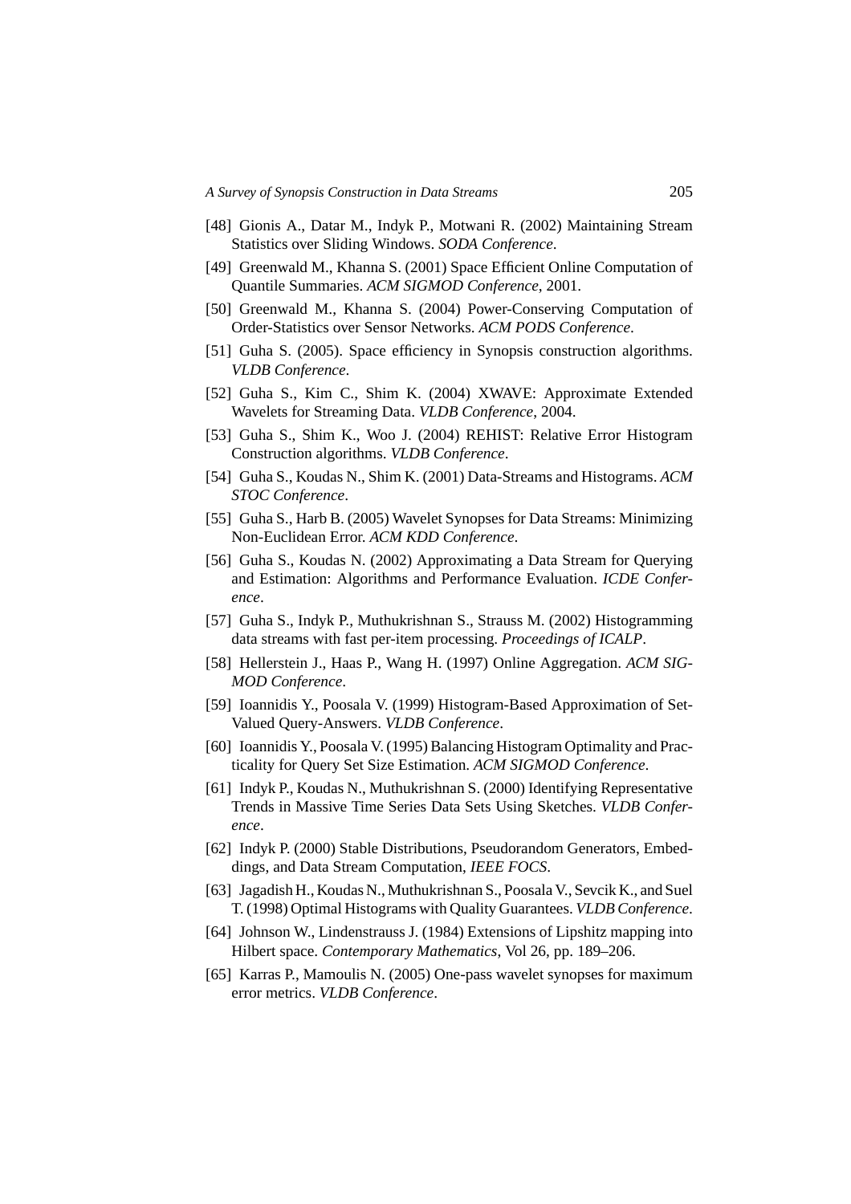[48] Gionis A., Datar M., Indyk P., Motwani R. (2002) Maintaining Stream Statistics over Sliding Windows. *SODA Conference*.

[49] Greenwald M., Khanna S. (2001) Space Efficient Online Computation of Quantile Summaries. *ACM SIGMOD Conference*, 2001.

[50] Greenwald M., Khanna S. (2004) Power-Conserving Computation of Order-Statistics over Sensor Networks. *ACM PODS Conference*.

[51] Guha S. (2005). Space efficiency in Synopsis construction algorithms. *VLDB Conference*.

[52] Guha S., Kim C., Shim K. (2004) XWAVE: Approximate Extended Wavelets for Streaming Data. *VLDB Conference*, 2004.

[53] Guha S., Shim K., Woo J. (2004) REHIST: Relative Error Histogram Construction algorithms. *VLDB Conference*.

[54] Guha S., Koudas N., Shim K. (2001) Data-Streams and Histograms. *ACM STOC Conference*.

[55] Guha S., Harb B. (2005) Wavelet Synopses for Data Streams: Minimizing Non-Euclidean Error. *ACM KDD Conference*.

[56] Guha S., Koudas N. (2002) Approximating a Data Stream for Querying and Estimation: Algorithms and Performance Evaluation. *ICDE Conference*.

[57] Guha S., Indyk P., Muthukrishnan S., Strauss M. (2002) Histogramming data streams with fast per-item processing. *Proceedings of ICALP*.

[58] Hellerstein J., Haas P., Wang H. (1997) Online Aggregation. *ACM SIGMOD Conference*.

[59] Ioannidis Y., Poosala V. (1999) Histogram-Based Approximation of Set-Valued Query-Answers. *VLDB Conference*.

[60] Ioannidis Y., Poosala V. (1995) Balancing Histogram Optimality and Practicality for Query Set Size Estimation. *ACM SIGMOD Conference*.

[61] Indyk P., Koudas N., Muthukrishnan S. (2000) Identifying Representative Trends in Massive Time Series Data Sets Using Sketches. *VLDB Conference*.

[62] Indyk P. (2000) Stable Distributions, Pseudorandom Generators, Embeddings, and Data Stream Computation, *IEEE FOCS*.

[63] Jagadish H., Koudas N., Muthukrishnan S., Poosala V., Sevcik K., and Suel T. (1998) Optimal Histograms with Quality Guarantees. *VLDB Conference*.

[64] Johnson W., Lindenstrauss J. (1984) Extensions of Lipshitz mapping into Hilbert space. *Contemporary Mathematics*, Vol 26, pp. 189–206.

[65] Karras P., Mamoulis N. (2005) One-pass wavelet synopses for maximum error metrics. *VLDB Conference*.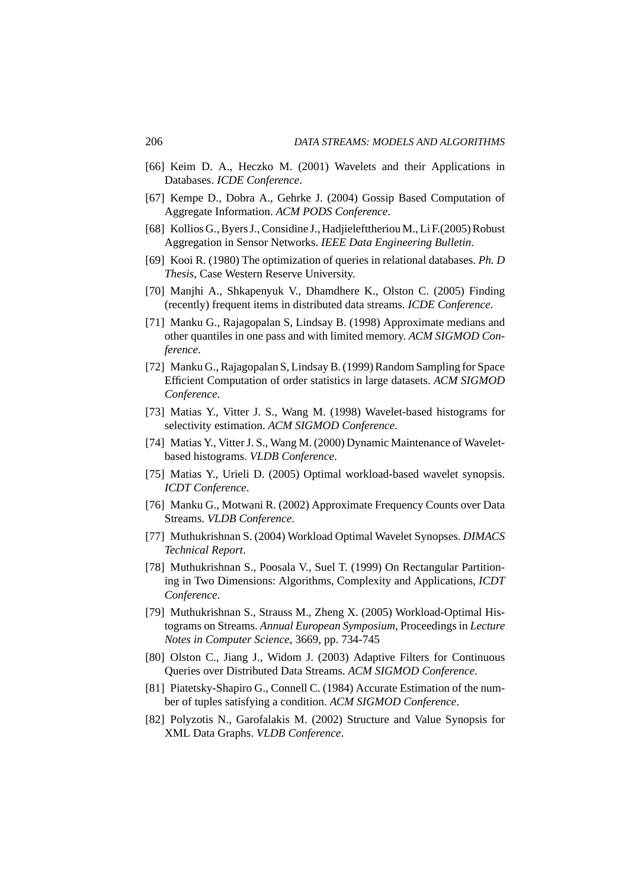[66] Keim D. A., Heczko M. (2001) Wavelets and their Applications in Databases. *ICDE Conference*.

[67] Kempe D., Dobra A., Gehrke J. (2004) Gossip Based Computation of Aggregate Information. *ACM PODS Conference*.

[68] Kollios G., Byers J., Considine J., Hadjieleftheriou M., Li F.(2005) Robust Aggregation in Sensor Networks. *IEEE Data Engineering Bulletin*.

[69] Kooi R. (1980) The optimization of queries in relational databases. *Ph. D Thesis*, Case Western Reserve University.

[70] Manjhi A., Shkapenyuk V., Dhamdhere K., Olston C. (2005) Finding (recently) frequent items in distributed data streams. *ICDE Conference*.

[71] Manku G., Rajagopalan S, Lindsay B. (1998) Approximate medians and other quantiles in one pass and with limited memory. *ACM SIGMOD Conference*.

[72] Manku G., Rajagopalan S, Lindsay B. (1999) Random Sampling for Space Efficient Computation of order statistics in large datasets. *ACM SIGMOD Conference*.

[73] Matias Y., Vitter J. S., Wang M. (1998) Wavelet-based histograms for selectivity estimation. *ACM SIGMOD Conference*.

[74] Matias Y., Vitter J. S., Wang M. (2000) Dynamic Maintenance of Wavelet-based histograms. *VLDB Conference*.

[75] Matias Y., Urieli D. (2005) Optimal workload-based wavelet synopsis. *ICDT Conference*.

[76] Manku G., Motwani R. (2002) Approximate Frequency Counts over Data Streams. *VLDB Conference*.

[77] Muthukrishnan S. (2004) Workload Optimal Wavelet Synopses. *DIMACS Technical Report*.

[78] Muthukrishnan S., Poosala V., Suel T. (1999) On Rectangular Partitioning in Two Dimensions: Algorithms, Complexity and Applications, *ICDT Conference*.

[79] Muthukrishnan S., Strauss M., Zheng X. (2005) Workload-Optimal Histograms on Streams. *Annual European Symposium*, Proceedings in *Lecture Notes in Computer Science*, 3669, pp. 734-745

[80] Olston C., Jiang J., Widom J. (2003) Adaptive Filters for Continuous Queries over Distributed Data Streams. *ACM SIGMOD Conference*.

[81] Piatetsky-Shapiro G., Connell C. (1984) Accurate Estimation of the number of tuples satisfying a condition. *ACM SIGMOD Conference*.

[82] Polyzotis N., Garofalakis M. (2002) Structure and Value Synopsis for XML Data Graphs. *VLDB Conference*.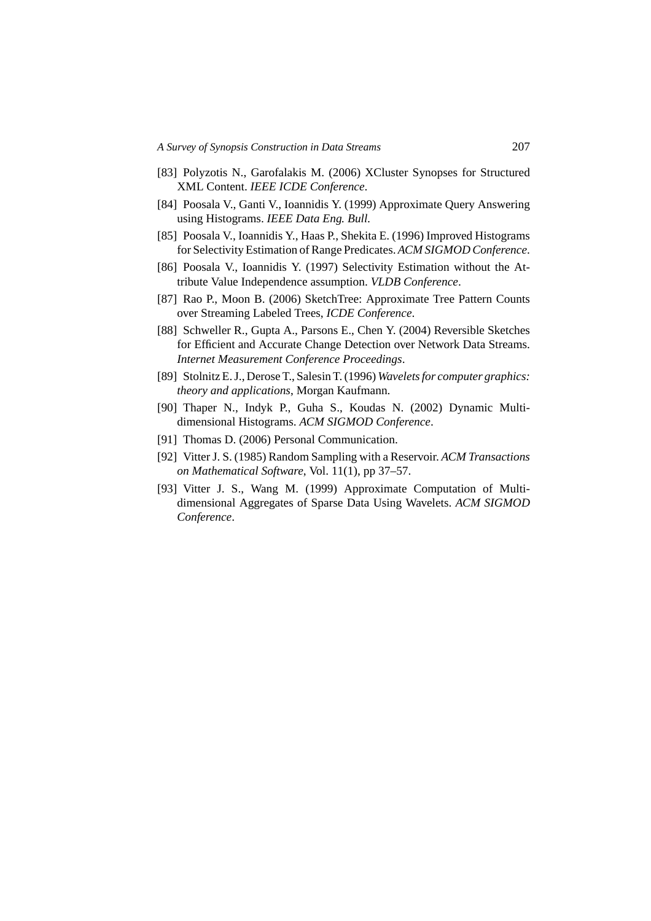[83] Polyzotis N., Garofalakis M. (2006) XCluster Synopses for Structured XML Content. *IEEE ICDE Conference*.

[84] Poosala V., Ganti V., Ioannidis Y. (1999) Approximate Query Answering using Histograms. *IEEE Data Eng. Bull.*

[85] Poosala V., Ioannidis Y., Haas P., Shekita E. (1996) Improved Histograms for Selectivity Estimation of Range Predicates. *ACM SIGMOD Conference*.

[86] Poosala V., Ioannidis Y. (1997) Selectivity Estimation without the Attribute Value Independence assumption. *VLDB Conference*.

[87] Rao P., Moon B. (2006) SketchTree: Approximate Tree Pattern Counts over Streaming Labeled Trees, *ICDE Conference*.

[88] Schweller R., Gupta A., Parsons E., Chen Y. (2004) Reversible Sketches for Efficient and Accurate Change Detection over Network Data Streams. *Internet Measurement Conference Proceedings*.

[89] Stolnitz E. J., Derose T., Salesin T. (1996) *Wavelets for computer graphics: theory and applications*, Morgan Kaufmann.

[90] Thaper N., Indyk P., Guha S., Koudas N. (2002) Dynamic Multidimensional Histograms. *ACM SIGMOD Conference*.

[91] Thomas D. (2006) Personal Communication.

[92] Vitter J. S. (1985) Random Sampling with a Reservoir. *ACM Transactions on Mathematical Software*, Vol. 11(1), pp 37–57.

[93] Vitter J. S., Wang M. (1999) Approximate Computation of Multidimensional Aggregates of Sparse Data Using Wavelets. *ACM SIGMOD Conference*.